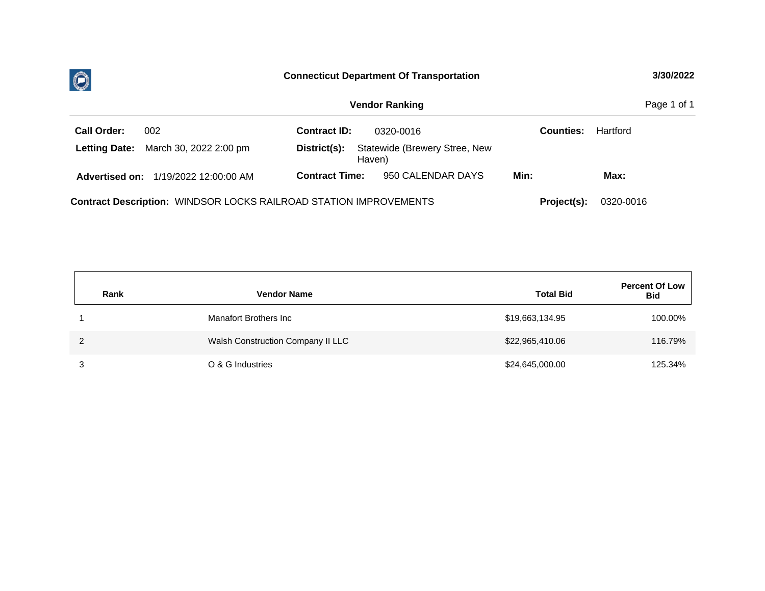**Connecticut Department Of Transportation** — 3/30/2022

**Vendor Ranking**

**Call Order:** 002  
**Letting Date:** March 30, 2022 2:00 pm  
**Advertised on:** 1/19/2022 12:00:00 AM

**Contract ID:** 0320-0016  
**District(s):** Statewide (Brewery Stree, New Haven)  
**Contract Time:** 950 CALENDAR DAYS

**Counties:** Hartford  
**Min:**  
**Max:**

**Contract Description:** WINDSOR LOCKS RAILROAD STATION IMPROVEMENTS

**Project(s):** 0320-0016

| Rank | Vendor Name | Total Bid | Percent Of Low Bid |
|---|---|---|---|
| 1 | Manafort Brothers Inc | $19,663,134.95 | 100.00% |
| 2 | Walsh Construction Company II LLC | $22,965,410.06 | 116.79% |
| 3 | O & G Industries | $24,645,000.00 | 125.34% |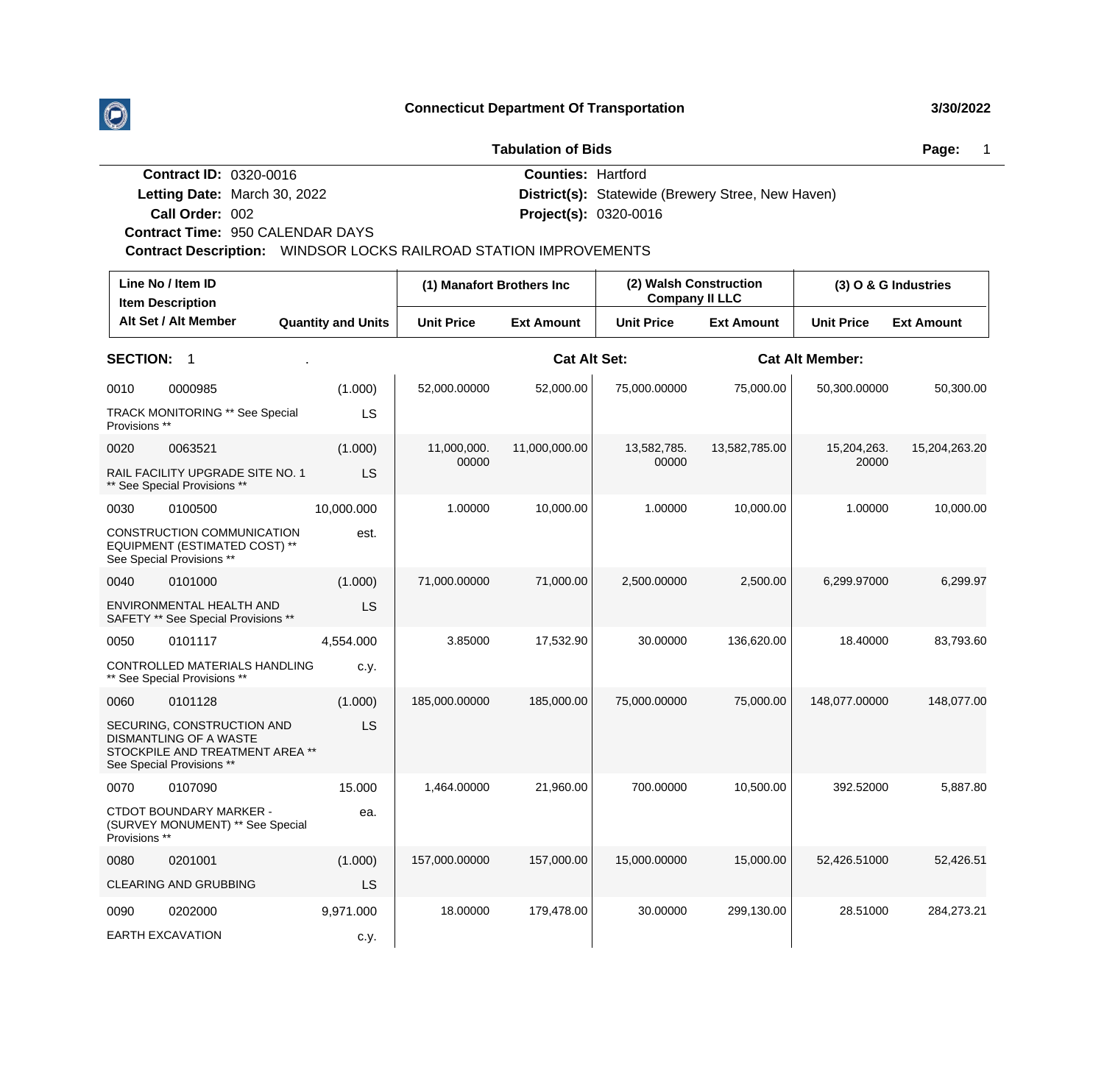**Connecticut Department Of Transportation** 3/30/2022

**Tabulation of Bids**

**Contract ID:** 0320-0016
**Letting Date:** March 30, 2022
**Call Order:** 002
**Contract Time:** 950 CALENDAR DAYS
**Contract Description:** WINDSOR LOCKS RAILROAD STATION IMPROVEMENTS

**Counties:** Hartford
**District(s):** Statewide (Brewery Stree, New Haven)
**Project(s):** 0320-0016

| Line No / Item ID / Item Description / Alt Set / Alt Member | Quantity and Units | (1) Manafort Brothers Inc | | (2) Walsh Construction Company II LLC | | (3) O & G Industries | |
|---|---|---|---|---|---|---|---|
| | | Unit Price | Ext Amount | Unit Price | Ext Amount | Unit Price | Ext Amount |
| **SECTION: 1** . | | | **Cat Alt Set:** | | **Cat Alt Member:** | | |
| 0010 0000985 TRACK MONITORING ** See Special Provisions ** | (1.000) LS | 52,000.00000 | 52,000.00 | 75,000.00000 | 75,000.00 | 50,300.00000 | 50,300.00 |
| 0020 0063521 RAIL FACILITY UPGRADE SITE NO. 1 ** See Special Provisions ** | (1.000) LS | 11,000,000.00000 | 11,000,000.00 | 13,582,785.00000 | 13,582,785.00 | 15,204,263.20000 | 15,204,263.20 |
| 0030 0100500 CONSTRUCTION COMMUNICATION EQUIPMENT (ESTIMATED COST) ** See Special Provisions ** | 10,000.000 est. | 1.00000 | 10,000.00 | 1.00000 | 10,000.00 | 1.00000 | 10,000.00 |
| 0040 0101000 ENVIRONMENTAL HEALTH AND SAFETY ** See Special Provisions ** | (1.000) LS | 71,000.00000 | 71,000.00 | 2,500.00000 | 2,500.00 | 6,299.97000 | 6,299.97 |
| 0050 0101117 CONTROLLED MATERIALS HANDLING ** See Special Provisions ** | 4,554.000 c.y. | 3.85000 | 17,532.90 | 30.00000 | 136,620.00 | 18.40000 | 83,793.60 |
| 0060 0101128 SECURING, CONSTRUCTION AND DISMANTLING OF A WASTE STOCKPILE AND TREATMENT AREA ** See Special Provisions ** | (1.000) LS | 185,000.00000 | 185,000.00 | 75,000.00000 | 75,000.00 | 148,077.00000 | 148,077.00 |
| 0070 0107090 CTDOT BOUNDARY MARKER - (SURVEY MONUMENT) ** See Special Provisions ** | 15.000 ea. | 1,464.00000 | 21,960.00 | 700.00000 | 10,500.00 | 392.52000 | 5,887.80 |
| 0080 0201001 CLEARING AND GRUBBING | (1.000) LS | 157,000.00000 | 157,000.00 | 15,000.00000 | 15,000.00 | 52,426.51000 | 52,426.51 |
| 0090 0202000 EARTH EXCAVATION | 9,971.000 c.y. | 18.00000 | 179,478.00 | 30.00000 | 299,130.00 | 28.51000 | 284,273.21 |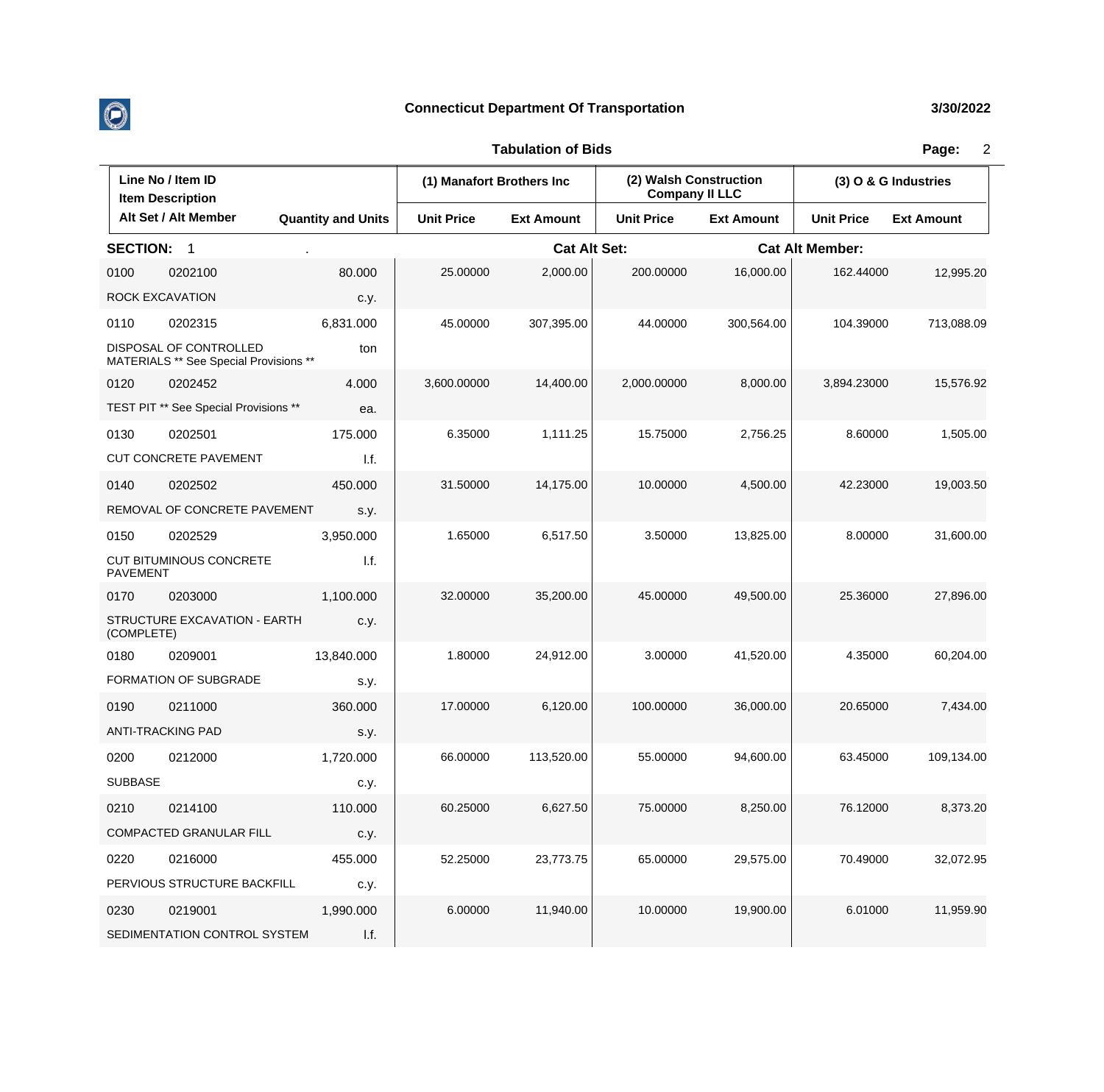# Connecticut Department Of Transportation

3/30/2022

## Tabulation of Bids

| Line No / Item ID | | | (1) Manafort Brothers Inc | | (2) Walsh Construction Company II LLC | | (3) O & G Industries | |
|---|---|---|---|---|---|---|---|---|
| Item Description | | | | | | | | |
| Alt Set / Alt Member | | Quantity and Units | Unit Price | Ext Amount | Unit Price | Ext Amount | Unit Price | Ext Amount |
| **SECTION: 1** | . | | **Cat Alt Set:** | | | **Cat Alt Member:** | | |
| 0100 | 0202100 | 80.000 | 25.00000 | 2,000.00 | 200.00000 | 16,000.00 | 162.44000 | 12,995.20 |
| ROCK EXCAVATION | | c.y. | | | | | | |
| 0110 | 0202315 | 6,831.000 | 45.00000 | 307,395.00 | 44.00000 | 300,564.00 | 104.39000 | 713,088.09 |
| DISPOSAL OF CONTROLLED MATERIALS ** See Special Provisions ** | | ton | | | | | | |
| 0120 | 0202452 | 4.000 | 3,600.00000 | 14,400.00 | 2,000.00000 | 8,000.00 | 3,894.23000 | 15,576.92 |
| TEST PIT ** See Special Provisions ** | | ea. | | | | | | |
| 0130 | 0202501 | 175.000 | 6.35000 | 1,111.25 | 15.75000 | 2,756.25 | 8.60000 | 1,505.00 |
| CUT CONCRETE PAVEMENT | | l.f. | | | | | | |
| 0140 | 0202502 | 450.000 | 31.50000 | 14,175.00 | 10.00000 | 4,500.00 | 42.23000 | 19,003.50 |
| REMOVAL OF CONCRETE PAVEMENT | | s.y. | | | | | | |
| 0150 | 0202529 | 3,950.000 | 1.65000 | 6,517.50 | 3.50000 | 13,825.00 | 8.00000 | 31,600.00 |
| CUT BITUMINOUS CONCRETE PAVEMENT | | l.f. | | | | | | |
| 0170 | 0203000 | 1,100.000 | 32.00000 | 35,200.00 | 45.00000 | 49,500.00 | 25.36000 | 27,896.00 |
| STRUCTURE EXCAVATION - EARTH (COMPLETE) | | c.y. | | | | | | |
| 0180 | 0209001 | 13,840.000 | 1.80000 | 24,912.00 | 3.00000 | 41,520.00 | 4.35000 | 60,204.00 |
| FORMATION OF SUBGRADE | | s.y. | | | | | | |
| 0190 | 0211000 | 360.000 | 17.00000 | 6,120.00 | 100.00000 | 36,000.00 | 20.65000 | 7,434.00 |
| ANTI-TRACKING PAD | | s.y. | | | | | | |
| 0200 | 0212000 | 1,720.000 | 66.00000 | 113,520.00 | 55.00000 | 94,600.00 | 63.45000 | 109,134.00 |
| SUBBASE | | c.y. | | | | | | |
| 0210 | 0214100 | 110.000 | 60.25000 | 6,627.50 | 75.00000 | 8,250.00 | 76.12000 | 8,373.20 |
| COMPACTED GRANULAR FILL | | c.y. | | | | | | |
| 0220 | 0216000 | 455.000 | 52.25000 | 23,773.75 | 65.00000 | 29,575.00 | 70.49000 | 32,072.95 |
| PERVIOUS STRUCTURE BACKFILL | | c.y. | | | | | | |
| 0230 | 0219001 | 1,990.000 | 6.00000 | 11,940.00 | 10.00000 | 19,900.00 | 6.01000 | 11,959.90 |
| SEDIMENTATION CONTROL SYSTEM | | l.f. | | | | | | |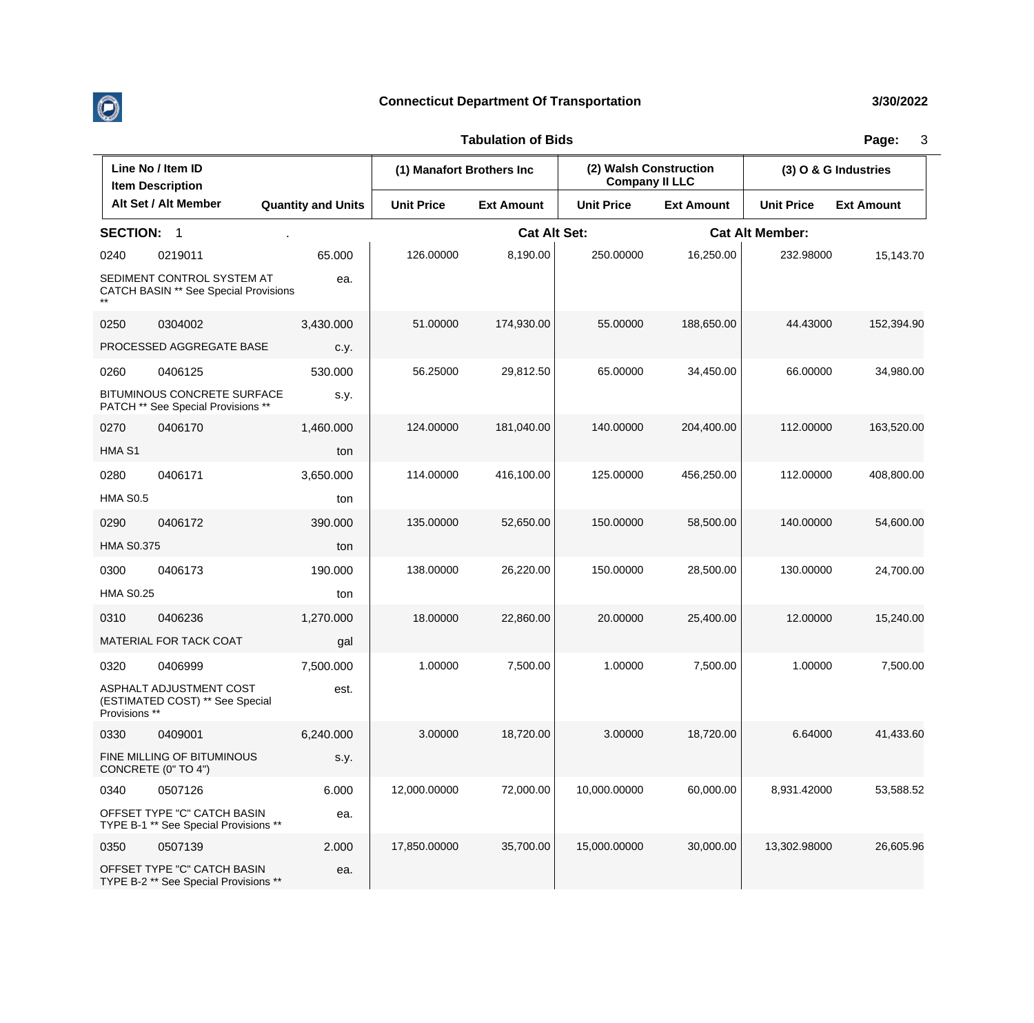# Connecticut Department Of Transportation

3/30/2022

## Tabulation of Bids

| Line No / Item ID<br>Item Description<br>Alt Set / Alt Member | Quantity and Units | (1) Manafort Brothers Inc | | (2) Walsh Construction Company II LLC | | (3) O & G Industries | |
|---|---|---|---|---|---|---|---|
| | | Unit Price | Ext Amount | Unit Price | Ext Amount | Unit Price | Ext Amount |
| **SECTION: 1** . | | **Cat Alt Set:** | | | **Cat Alt Member:** | | |
| 0240 0219011<br>SEDIMENT CONTROL SYSTEM AT CATCH BASIN ** See Special Provisions ** | 65.000<br>ea. | 126.00000 | 8,190.00 | 250.00000 | 16,250.00 | 232.98000 | 15,143.70 |
| 0250 0304002<br>PROCESSED AGGREGATE BASE | 3,430.000<br>c.y. | 51.00000 | 174,930.00 | 55.00000 | 188,650.00 | 44.43000 | 152,394.90 |
| 0260 0406125<br>BITUMINOUS CONCRETE SURFACE PATCH ** See Special Provisions ** | 530.000<br>s.y. | 56.25000 | 29,812.50 | 65.00000 | 34,450.00 | 66.00000 | 34,980.00 |
| 0270 0406170<br>HMA S1 | 1,460.000<br>ton | 124.00000 | 181,040.00 | 140.00000 | 204,400.00 | 112.00000 | 163,520.00 |
| 0280 0406171<br>HMA S0.5 | 3,650.000<br>ton | 114.00000 | 416,100.00 | 125.00000 | 456,250.00 | 112.00000 | 408,800.00 |
| 0290 0406172<br>HMA S0.375 | 390.000<br>ton | 135.00000 | 52,650.00 | 150.00000 | 58,500.00 | 140.00000 | 54,600.00 |
| 0300 0406173<br>HMA S0.25 | 190.000<br>ton | 138.00000 | 26,220.00 | 150.00000 | 28,500.00 | 130.00000 | 24,700.00 |
| 0310 0406236<br>MATERIAL FOR TACK COAT | 1,270.000<br>gal | 18.00000 | 22,860.00 | 20.00000 | 25,400.00 | 12.00000 | 15,240.00 |
| 0320 0406999<br>ASPHALT ADJUSTMENT COST (ESTIMATED COST) ** See Special Provisions ** | 7,500.000<br>est. | 1.00000 | 7,500.00 | 1.00000 | 7,500.00 | 1.00000 | 7,500.00 |
| 0330 0409001<br>FINE MILLING OF BITUMINOUS CONCRETE (0" TO 4") | 6,240.000<br>s.y. | 3.00000 | 18,720.00 | 3.00000 | 18,720.00 | 6.64000 | 41,433.60 |
| 0340 0507126<br>OFFSET TYPE "C" CATCH BASIN TYPE B-1 ** See Special Provisions ** | 6.000<br>ea. | 12,000.00000 | 72,000.00 | 10,000.00000 | 60,000.00 | 8,931.42000 | 53,588.52 |
| 0350 0507139<br>OFFSET TYPE "C" CATCH BASIN TYPE B-2 ** See Special Provisions ** | 2.000<br>ea. | 17,850.00000 | 35,700.00 | 15,000.00000 | 30,000.00 | 13,302.98000 | 26,605.96 |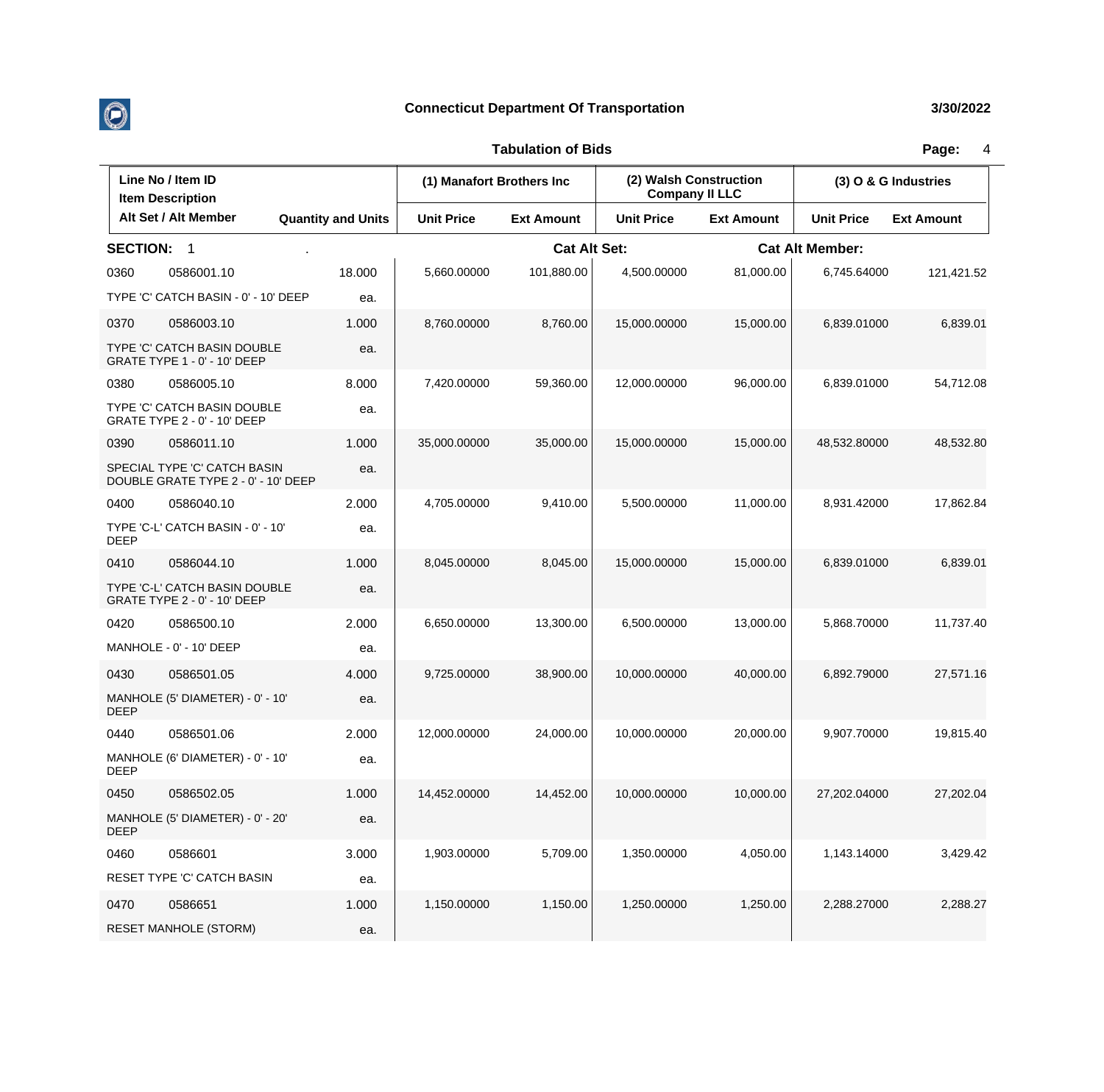# Connecticut Department Of Transportation

3/30/2022

## Tabulation of Bids

| Line No / Item ID / Item Description / Alt Set / Alt Member | | Quantity and Units | (1) Manafort Brothers Inc | | (2) Walsh Construction Company II LLC | | (3) O & G Industries | |
|---|---|---|---|---|---|---|---|---|
| | | | Unit Price | Ext Amount | Unit Price | Ext Amount | Unit Price | Ext Amount |
| **SECTION: 1** | | | **Cat Alt Set:** | | | **Cat Alt Member:** | | |
| 0360 | 0586001.10 | 18.000 | 5,660.00000 | 101,880.00 | 4,500.00000 | 81,000.00 | 6,745.64000 | 121,421.52 |
| TYPE 'C' CATCH BASIN - 0' - 10' DEEP | | ea. | | | | | | |
| 0370 | 0586003.10 | 1.000 | 8,760.00000 | 8,760.00 | 15,000.00000 | 15,000.00 | 6,839.01000 | 6,839.01 |
| TYPE 'C' CATCH BASIN DOUBLE GRATE TYPE 1 - 0' - 10' DEEP | | ea. | | | | | | |
| 0380 | 0586005.10 | 8.000 | 7,420.00000 | 59,360.00 | 12,000.00000 | 96,000.00 | 6,839.01000 | 54,712.08 |
| TYPE 'C' CATCH BASIN DOUBLE GRATE TYPE 2 - 0' - 10' DEEP | | ea. | | | | | | |
| 0390 | 0586011.10 | 1.000 | 35,000.00000 | 35,000.00 | 15,000.00000 | 15,000.00 | 48,532.80000 | 48,532.80 |
| SPECIAL TYPE 'C' CATCH BASIN DOUBLE GRATE TYPE 2 - 0' - 10' DEEP | | ea. | | | | | | |
| 0400 | 0586040.10 | 2.000 | 4,705.00000 | 9,410.00 | 5,500.00000 | 11,000.00 | 8,931.42000 | 17,862.84 |
| TYPE 'C-L' CATCH BASIN - 0' - 10' DEEP | | ea. | | | | | | |
| 0410 | 0586044.10 | 1.000 | 8,045.00000 | 8,045.00 | 15,000.00000 | 15,000.00 | 6,839.01000 | 6,839.01 |
| TYPE 'C-L' CATCH BASIN DOUBLE GRATE TYPE 2 - 0' - 10' DEEP | | ea. | | | | | | |
| 0420 | 0586500.10 | 2.000 | 6,650.00000 | 13,300.00 | 6,500.00000 | 13,000.00 | 5,868.70000 | 11,737.40 |
| MANHOLE - 0' - 10' DEEP | | ea. | | | | | | |
| 0430 | 0586501.05 | 4.000 | 9,725.00000 | 38,900.00 | 10,000.00000 | 40,000.00 | 6,892.79000 | 27,571.16 |
| MANHOLE (5' DIAMETER) - 0' - 10' DEEP | | ea. | | | | | | |
| 0440 | 0586501.06 | 2.000 | 12,000.00000 | 24,000.00 | 10,000.00000 | 20,000.00 | 9,907.70000 | 19,815.40 |
| MANHOLE (6' DIAMETER) - 0' - 10' DEEP | | ea. | | | | | | |
| 0450 | 0586502.05 | 1.000 | 14,452.00000 | 14,452.00 | 10,000.00000 | 10,000.00 | 27,202.04000 | 27,202.04 |
| MANHOLE (5' DIAMETER) - 0' - 20' DEEP | | ea. | | | | | | |
| 0460 | 0586601 | 3.000 | 1,903.00000 | 5,709.00 | 1,350.00000 | 4,050.00 | 1,143.14000 | 3,429.42 |
| RESET TYPE 'C' CATCH BASIN | | ea. | | | | | | |
| 0470 | 0586651 | 1.000 | 1,150.00000 | 1,150.00 | 1,250.00000 | 1,250.00 | 2,288.27000 | 2,288.27 |
| RESET MANHOLE (STORM) | | ea. | | | | | | |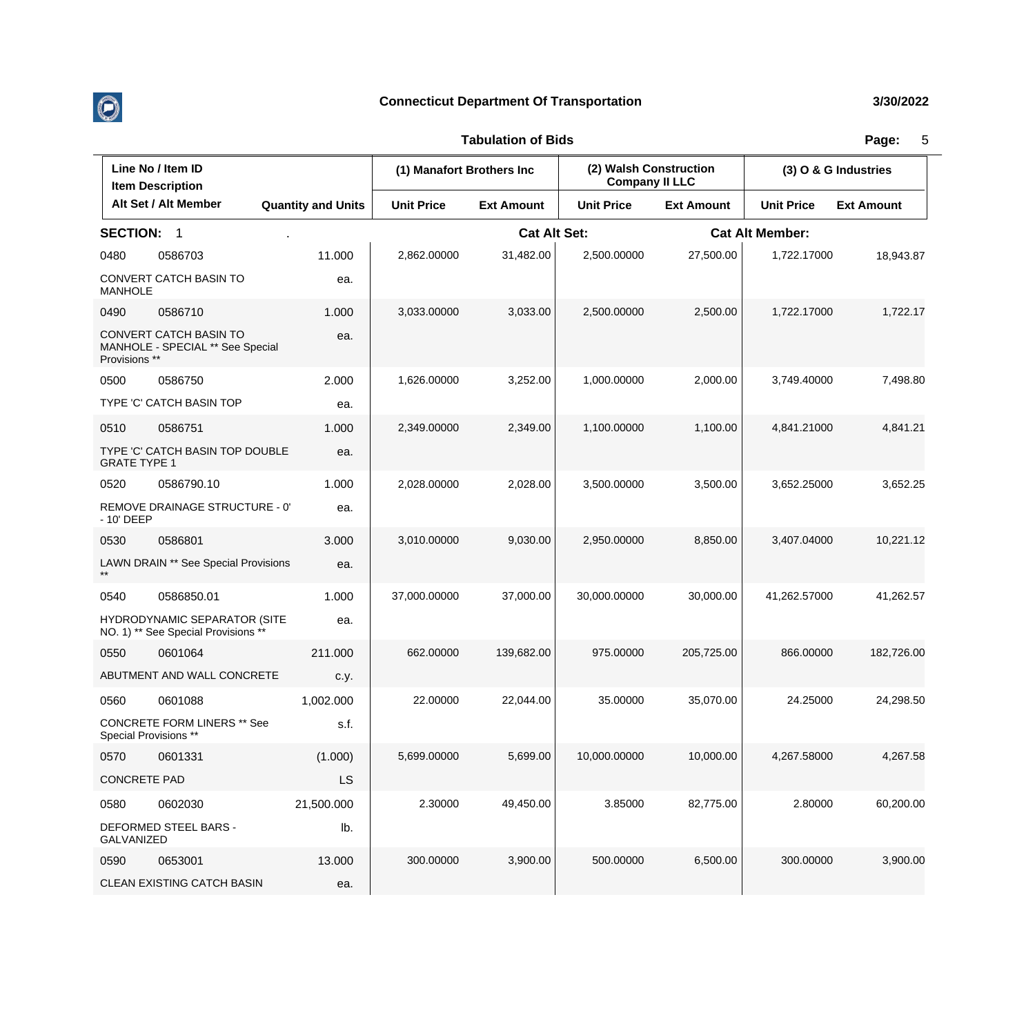## Connecticut Department Of Transportation

3/30/2022

### Tabulation of Bids

| Line No / Item ID<br>Item Description<br>Alt Set / Alt Member | | Quantity and Units | (1) Manafort Brothers Inc | | (2) Walsh Construction Company II LLC | | (3) O & G Industries | |
|---|---|---|---|---|---|---|---|---|
| | | | Unit Price | Ext Amount | Unit Price | Ext Amount | Unit Price | Ext Amount |
| **SECTION: 1** | . | | **Cat Alt Set:** | | | **Cat Alt Member:** | | |
| 0480 | 0586703 | 11.000 | 2,862.00000 | 31,482.00 | 2,500.00000 | 27,500.00 | 1,722.17000 | 18,943.87 |
| CONVERT CATCH BASIN TO MANHOLE | | ea. | | | | | | |
| 0490 | 0586710 | 1.000 | 3,033.00000 | 3,033.00 | 2,500.00000 | 2,500.00 | 1,722.17000 | 1,722.17 |
| CONVERT CATCH BASIN TO MANHOLE - SPECIAL ** See Special Provisions ** | | ea. | | | | | | |
| 0500 | 0586750 | 2.000 | 1,626.00000 | 3,252.00 | 1,000.00000 | 2,000.00 | 3,749.40000 | 7,498.80 |
| TYPE 'C' CATCH BASIN TOP | | ea. | | | | | | |
| 0510 | 0586751 | 1.000 | 2,349.00000 | 2,349.00 | 1,100.00000 | 1,100.00 | 4,841.21000 | 4,841.21 |
| TYPE 'C' CATCH BASIN TOP DOUBLE GRATE TYPE 1 | | ea. | | | | | | |
| 0520 | 0586790.10 | 1.000 | 2,028.00000 | 2,028.00 | 3,500.00000 | 3,500.00 | 3,652.25000 | 3,652.25 |
| REMOVE DRAINAGE STRUCTURE - 0' - 10' DEEP | | ea. | | | | | | |
| 0530 | 0586801 | 3.000 | 3,010.00000 | 9,030.00 | 2,950.00000 | 8,850.00 | 3,407.04000 | 10,221.12 |
| LAWN DRAIN ** See Special Provisions ** | | ea. | | | | | | |
| 0540 | 0586850.01 | 1.000 | 37,000.00000 | 37,000.00 | 30,000.00000 | 30,000.00 | 41,262.57000 | 41,262.57 |
| HYDRODYNAMIC SEPARATOR (SITE NO. 1) ** See Special Provisions ** | | ea. | | | | | | |
| 0550 | 0601064 | 211.000 | 662.00000 | 139,682.00 | 975.00000 | 205,725.00 | 866.00000 | 182,726.00 |
| ABUTMENT AND WALL CONCRETE | | c.y. | | | | | | |
| 0560 | 0601088 | 1,002.000 | 22.00000 | 22,044.00 | 35.00000 | 35,070.00 | 24.25000 | 24,298.50 |
| CONCRETE FORM LINERS ** See Special Provisions ** | | s.f. | | | | | | |
| 0570 | 0601331 | (1.000) | 5,699.00000 | 5,699.00 | 10,000.00000 | 10,000.00 | 4,267.58000 | 4,267.58 |
| CONCRETE PAD | | LS | | | | | | |
| 0580 | 0602030 | 21,500.000 | 2.30000 | 49,450.00 | 3.85000 | 82,775.00 | 2.80000 | 60,200.00 |
| DEFORMED STEEL BARS - GALVANIZED | | lb. | | | | | | |
| 0590 | 0653001 | 13.000 | 300.00000 | 3,900.00 | 500.00000 | 6,500.00 | 300.00000 | 3,900.00 |
| CLEAN EXISTING CATCH BASIN | | ea. | | | | | | |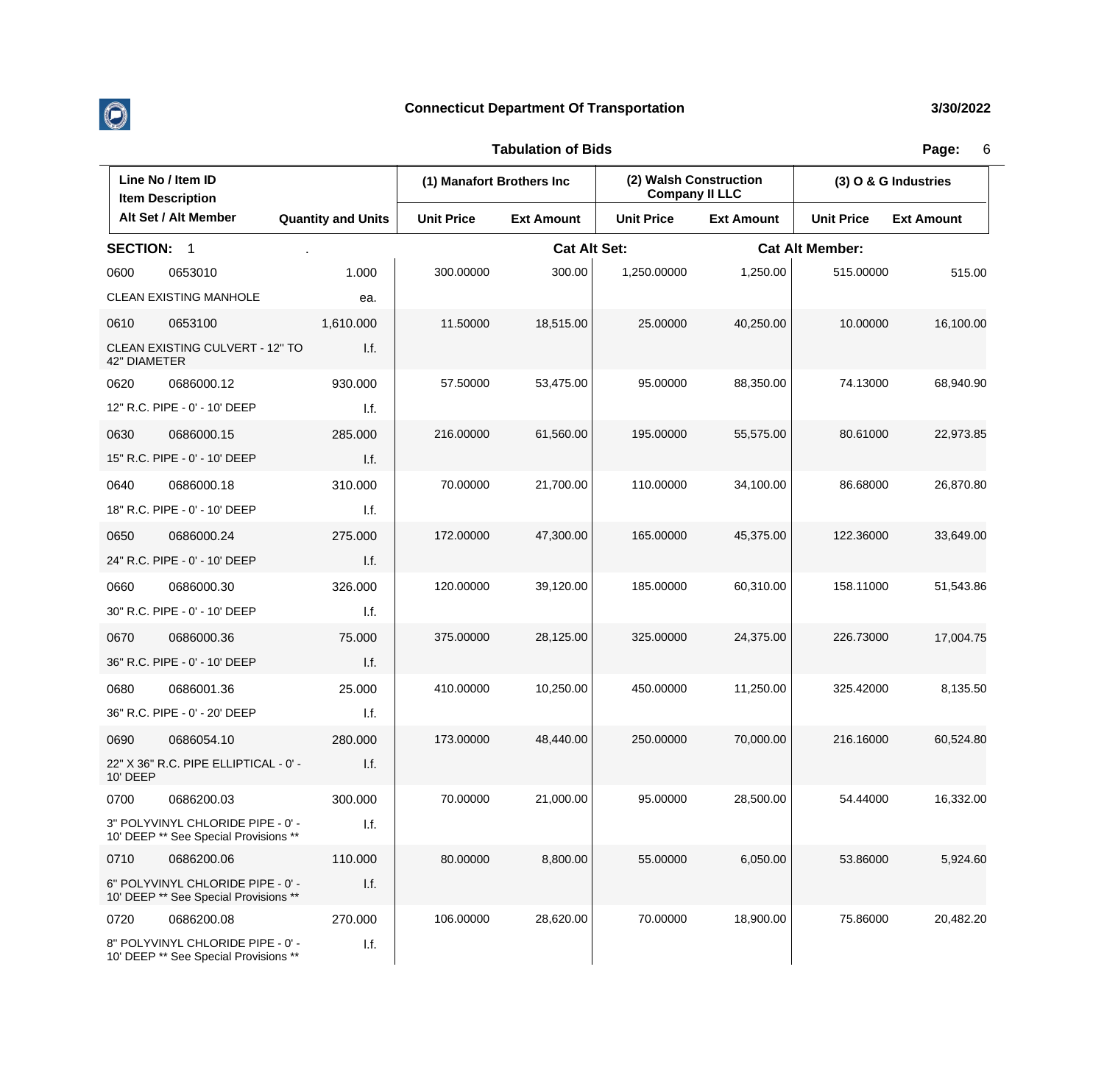# Connecticut Department Of Transportation

3/30/2022

## Tabulation of Bids

| Line No / Item ID<br>Item Description<br>Alt Set / Alt Member | Quantity and Units | (1) Manafort Brothers Inc | | (2) Walsh Construction Company II LLC | | (3) O & G Industries | |
|---|---|---|---|---|---|---|---|
| | | Unit Price | Ext Amount | Unit Price | Ext Amount | Unit Price | Ext Amount |
| **SECTION: 1** | . | | **Cat Alt Set:** | | **Cat Alt Member:** | | |
| 0600 0653010<br>CLEAN EXISTING MANHOLE | 1.000<br>ea. | 300.00000 | 300.00 | 1,250.00000 | 1,250.00 | 515.00000 | 515.00 |
| 0610 0653100<br>CLEAN EXISTING CULVERT - 12" TO 42" DIAMETER | 1,610.000<br>l.f. | 11.50000 | 18,515.00 | 25.00000 | 40,250.00 | 10.00000 | 16,100.00 |
| 0620 0686000.12<br>12" R.C. PIPE - 0' - 10' DEEP | 930.000<br>l.f. | 57.50000 | 53,475.00 | 95.00000 | 88,350.00 | 74.13000 | 68,940.90 |
| 0630 0686000.15<br>15" R.C. PIPE - 0' - 10' DEEP | 285.000<br>l.f. | 216.00000 | 61,560.00 | 195.00000 | 55,575.00 | 80.61000 | 22,973.85 |
| 0640 0686000.18<br>18" R.C. PIPE - 0' - 10' DEEP | 310.000<br>l.f. | 70.00000 | 21,700.00 | 110.00000 | 34,100.00 | 86.68000 | 26,870.80 |
| 0650 0686000.24<br>24" R.C. PIPE - 0' - 10' DEEP | 275.000<br>l.f. | 172.00000 | 47,300.00 | 165.00000 | 45,375.00 | 122.36000 | 33,649.00 |
| 0660 0686000.30<br>30" R.C. PIPE - 0' - 10' DEEP | 326.000<br>l.f. | 120.00000 | 39,120.00 | 185.00000 | 60,310.00 | 158.11000 | 51,543.86 |
| 0670 0686000.36<br>36" R.C. PIPE - 0' - 10' DEEP | 75.000<br>l.f. | 375.00000 | 28,125.00 | 325.00000 | 24,375.00 | 226.73000 | 17,004.75 |
| 0680 0686001.36<br>36" R.C. PIPE - 0' - 20' DEEP | 25.000<br>l.f. | 410.00000 | 10,250.00 | 450.00000 | 11,250.00 | 325.42000 | 8,135.50 |
| 0690 0686054.10<br>22" X 36" R.C. PIPE ELLIPTICAL - 0' - 10' DEEP | 280.000<br>l.f. | 173.00000 | 48,440.00 | 250.00000 | 70,000.00 | 216.16000 | 60,524.80 |
| 0700 0686200.03<br>3" POLYVINYL CHLORIDE PIPE - 0' - 10' DEEP ** See Special Provisions ** | 300.000<br>l.f. | 70.00000 | 21,000.00 | 95.00000 | 28,500.00 | 54.44000 | 16,332.00 |
| 0710 0686200.06<br>6" POLYVINYL CHLORIDE PIPE - 0' - 10' DEEP ** See Special Provisions ** | 110.000<br>l.f. | 80.00000 | 8,800.00 | 55.00000 | 6,050.00 | 53.86000 | 5,924.60 |
| 0720 0686200.08<br>8" POLYVINYL CHLORIDE PIPE - 0' - 10' DEEP ** See Special Provisions ** | 270.000<br>l.f. | 106.00000 | 28,620.00 | 70.00000 | 18,900.00 | 75.86000 | 20,482.20 |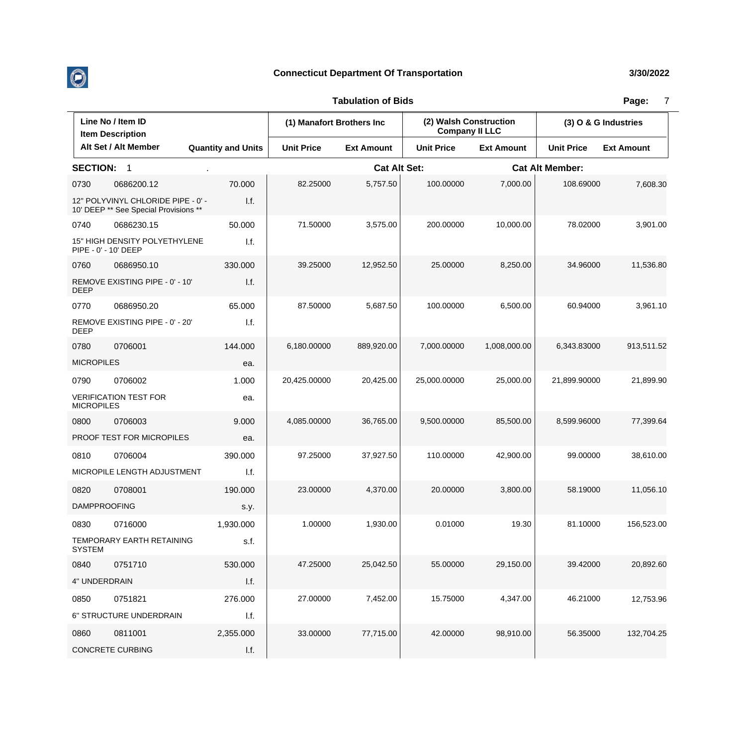# Connecticut Department Of Transportation

3/30/2022

## Tabulation of Bids

| Line No / Item ID<br>Item Description<br>Alt Set / Alt Member | | Quantity and Units | (1) Manafort Brothers Inc | | (2) Walsh Construction Company II LLC | | (3) O & G Industries | |
|---|---|---|---|---|---|---|---|---|
| | | | Unit Price | Ext Amount | Unit Price | Ext Amount | Unit Price | Ext Amount |
| **SECTION: 1** | . | | | **Cat Alt Set:** | | | **Cat Alt Member:** | |
| 0730 | 0686200.12 | 70.000 | 82.25000 | 5,757.50 | 100.00000 | 7,000.00 | 108.69000 | 7,608.30 |
| 12" POLYVINYL CHLORIDE PIPE - 0' - 10' DEEP ** See Special Provisions ** | | l.f. | | | | | | |
| 0740 | 0686230.15 | 50.000 | 71.50000 | 3,575.00 | 200.00000 | 10,000.00 | 78.02000 | 3,901.00 |
| 15" HIGH DENSITY POLYETHYLENE PIPE - 0' - 10' DEEP | | l.f. | | | | | | |
| 0760 | 0686950.10 | 330.000 | 39.25000 | 12,952.50 | 25.00000 | 8,250.00 | 34.96000 | 11,536.80 |
| REMOVE EXISTING PIPE - 0' - 10' DEEP | | l.f. | | | | | | |
| 0770 | 0686950.20 | 65.000 | 87.50000 | 5,687.50 | 100.00000 | 6,500.00 | 60.94000 | 3,961.10 |
| REMOVE EXISTING PIPE - 0' - 20' DEEP | | l.f. | | | | | | |
| 0780 | 0706001 | 144.000 | 6,180.00000 | 889,920.00 | 7,000.00000 | 1,008,000.00 | 6,343.83000 | 913,511.52 |
| MICROPILES | | ea. | | | | | | |
| 0790 | 0706002 | 1.000 | 20,425.00000 | 20,425.00 | 25,000.00000 | 25,000.00 | 21,899.90000 | 21,899.90 |
| VERIFICATION TEST FOR MICROPILES | | ea. | | | | | | |
| 0800 | 0706003 | 9.000 | 4,085.00000 | 36,765.00 | 9,500.00000 | 85,500.00 | 8,599.96000 | 77,399.64 |
| PROOF TEST FOR MICROPILES | | ea. | | | | | | |
| 0810 | 0706004 | 390.000 | 97.25000 | 37,927.50 | 110.00000 | 42,900.00 | 99.00000 | 38,610.00 |
| MICROPILE LENGTH ADJUSTMENT | | l.f. | | | | | | |
| 0820 | 0708001 | 190.000 | 23.00000 | 4,370.00 | 20.00000 | 3,800.00 | 58.19000 | 11,056.10 |
| DAMPPROOFING | | s.y. | | | | | | |
| 0830 | 0716000 | 1,930.000 | 1.00000 | 1,930.00 | 0.01000 | 19.30 | 81.10000 | 156,523.00 |
| TEMPORARY EARTH RETAINING SYSTEM | | s.f. | | | | | | |
| 0840 | 0751710 | 530.000 | 47.25000 | 25,042.50 | 55.00000 | 29,150.00 | 39.42000 | 20,892.60 |
| 4" UNDERDRAIN | | l.f. | | | | | | |
| 0850 | 0751821 | 276.000 | 27.00000 | 7,452.00 | 15.75000 | 4,347.00 | 46.21000 | 12,753.96 |
| 6" STRUCTURE UNDERDRAIN | | l.f. | | | | | | |
| 0860 | 0811001 | 2,355.000 | 33.00000 | 77,715.00 | 42.00000 | 98,910.00 | 56.35000 | 132,704.25 |
| CONCRETE CURBING | | l.f. | | | | | | |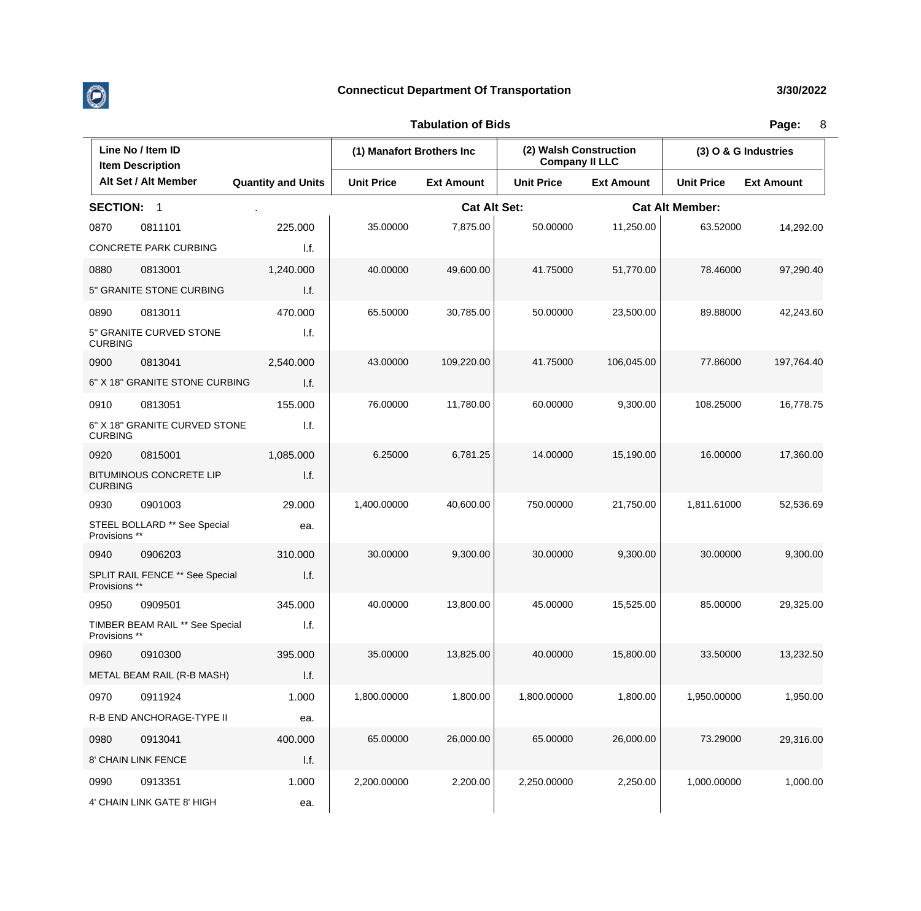**Connecticut Department Of Transportation**

**3/30/2022**

**Tabulation of Bids**

| Line No / Item ID<br>Item Description<br>Alt Set / Alt Member | Quantity and Units | (1) Manafort Brothers Inc | | (2) Walsh Construction Company II LLC | | (3) O & G Industries | |
|---|---|---|---|---|---|---|---|
| | | Unit Price | Ext Amount | Unit Price | Ext Amount | Unit Price | Ext Amount |
| **SECTION: 1** . | | | **Cat Alt Set:** | | **Cat Alt Member:** | | |
| 0870 0811101<br>CONCRETE PARK CURBING | 225.000<br>l.f. | 35.00000 | 7,875.00 | 50.00000 | 11,250.00 | 63.52000 | 14,292.00 |
| 0880 0813001<br>5" GRANITE STONE CURBING | 1,240.000<br>l.f. | 40.00000 | 49,600.00 | 41.75000 | 51,770.00 | 78.46000 | 97,290.40 |
| 0890 0813011<br>5" GRANITE CURVED STONE CURBING | 470.000<br>l.f. | 65.50000 | 30,785.00 | 50.00000 | 23,500.00 | 89.88000 | 42,243.60 |
| 0900 0813041<br>6" X 18" GRANITE STONE CURBING | 2,540.000<br>l.f. | 43.00000 | 109,220.00 | 41.75000 | 106,045.00 | 77.86000 | 197,764.40 |
| 0910 0813051<br>6" X 18" GRANITE CURVED STONE CURBING | 155.000<br>l.f. | 76.00000 | 11,780.00 | 60.00000 | 9,300.00 | 108.25000 | 16,778.75 |
| 0920 0815001<br>BITUMINOUS CONCRETE LIP CURBING | 1,085.000<br>l.f. | 6.25000 | 6,781.25 | 14.00000 | 15,190.00 | 16.00000 | 17,360.00 |
| 0930 0901003<br>STEEL BOLLARD ** See Special Provisions ** | 29.000<br>ea. | 1,400.00000 | 40,600.00 | 750.00000 | 21,750.00 | 1,811.61000 | 52,536.69 |
| 0940 0906203<br>SPLIT RAIL FENCE ** See Special Provisions ** | 310.000<br>l.f. | 30.00000 | 9,300.00 | 30.00000 | 9,300.00 | 30.00000 | 9,300.00 |
| 0950 0909501<br>TIMBER BEAM RAIL ** See Special Provisions ** | 345.000<br>l.f. | 40.00000 | 13,800.00 | 45.00000 | 15,525.00 | 85.00000 | 29,325.00 |
| 0960 0910300<br>METAL BEAM RAIL (R-B MASH) | 395.000<br>l.f. | 35.00000 | 13,825.00 | 40.00000 | 15,800.00 | 33.50000 | 13,232.50 |
| 0970 0911924<br>R-B END ANCHORAGE-TYPE II | 1.000<br>ea. | 1,800.00000 | 1,800.00 | 1,800.00000 | 1,800.00 | 1,950.00000 | 1,950.00 |
| 0980 0913041<br>8' CHAIN LINK FENCE | 400.000<br>l.f. | 65.00000 | 26,000.00 | 65.00000 | 26,000.00 | 73.29000 | 29,316.00 |
| 0990 0913351<br>4' CHAIN LINK GATE 8' HIGH | 1.000<br>ea. | 2,200.00000 | 2,200.00 | 2,250.00000 | 2,250.00 | 1,000.00000 | 1,000.00 |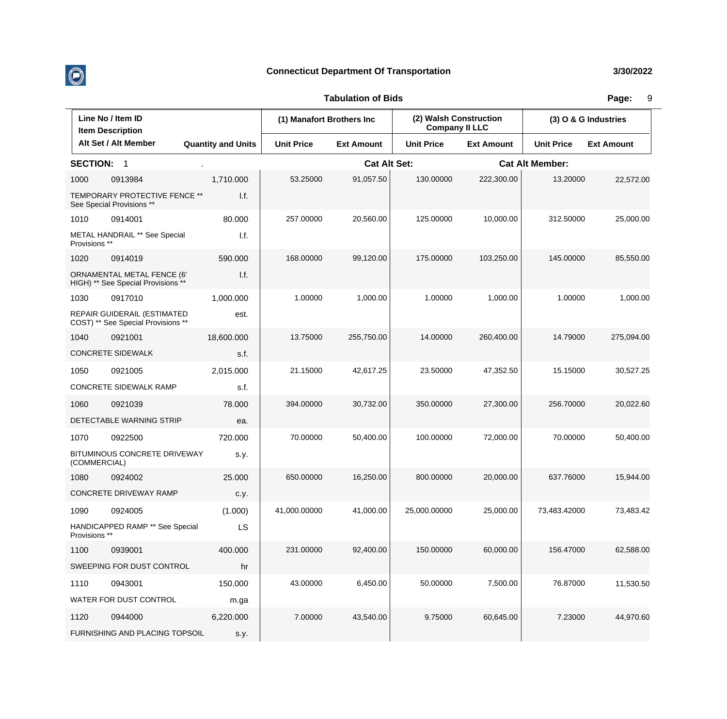## Connecticut Department Of Transportation

3/30/2022

### Tabulation of Bids

| Line No / Item ID<br>Item Description<br>Alt Set / Alt Member | | Quantity and Units | (1) Manafort Brothers Inc | | (2) Walsh Construction Company II LLC | | (3) O & G Industries | |
|---|---|---|---|---|---|---|---|---|
| | | | Unit Price | Ext Amount | Unit Price | Ext Amount | Unit Price | Ext Amount |
| **SECTION: 1** | . | | **Cat Alt Set:** | | | **Cat Alt Member:** | | |
| 1000 | 0913984 | 1,710.000 | 53.25000 | 91,057.50 | 130.00000 | 222,300.00 | 13.20000 | 22,572.00 |
| TEMPORARY PROTECTIVE FENCE ** See Special Provisions ** | | l.f. | | | | | | |
| 1010 | 0914001 | 80.000 | 257.00000 | 20,560.00 | 125.00000 | 10,000.00 | 312.50000 | 25,000.00 |
| METAL HANDRAIL ** See Special Provisions ** | | l.f. | | | | | | |
| 1020 | 0914019 | 590.000 | 168.00000 | 99,120.00 | 175.00000 | 103,250.00 | 145.00000 | 85,550.00 |
| ORNAMENTAL METAL FENCE (6' HIGH) ** See Special Provisions ** | | l.f. | | | | | | |
| 1030 | 0917010 | 1,000.000 | 1.00000 | 1,000.00 | 1.00000 | 1,000.00 | 1.00000 | 1,000.00 |
| REPAIR GUIDERAIL (ESTIMATED COST) ** See Special Provisions ** | | est. | | | | | | |
| 1040 | 0921001 | 18,600.000 | 13.75000 | 255,750.00 | 14.00000 | 260,400.00 | 14.79000 | 275,094.00 |
| CONCRETE SIDEWALK | | s.f. | | | | | | |
| 1050 | 0921005 | 2,015.000 | 21.15000 | 42,617.25 | 23.50000 | 47,352.50 | 15.15000 | 30,527.25 |
| CONCRETE SIDEWALK RAMP | | s.f. | | | | | | |
| 1060 | 0921039 | 78.000 | 394.00000 | 30,732.00 | 350.00000 | 27,300.00 | 256.70000 | 20,022.60 |
| DETECTABLE WARNING STRIP | | ea. | | | | | | |
| 1070 | 0922500 | 720.000 | 70.00000 | 50,400.00 | 100.00000 | 72,000.00 | 70.00000 | 50,400.00 |
| BITUMINOUS CONCRETE DRIVEWAY (COMMERCIAL) | | s.y. | | | | | | |
| 1080 | 0924002 | 25.000 | 650.00000 | 16,250.00 | 800.00000 | 20,000.00 | 637.76000 | 15,944.00 |
| CONCRETE DRIVEWAY RAMP | | c.y. | | | | | | |
| 1090 | 0924005 | (1.000) | 41,000.00000 | 41,000.00 | 25,000.00000 | 25,000.00 | 73,483.42000 | 73,483.42 |
| HANDICAPPED RAMP ** See Special Provisions ** | | LS | | | | | | |
| 1100 | 0939001 | 400.000 | 231.00000 | 92,400.00 | 150.00000 | 60,000.00 | 156.47000 | 62,588.00 |
| SWEEPING FOR DUST CONTROL | | hr | | | | | | |
| 1110 | 0943001 | 150.000 | 43.00000 | 6,450.00 | 50.00000 | 7,500.00 | 76.87000 | 11,530.50 |
| WATER FOR DUST CONTROL | | m.ga | | | | | | |
| 1120 | 0944000 | 6,220.000 | 7.00000 | 43,540.00 | 9.75000 | 60,645.00 | 7.23000 | 44,970.60 |
| FURNISHING AND PLACING TOPSOIL | | s.y. | | | | | | |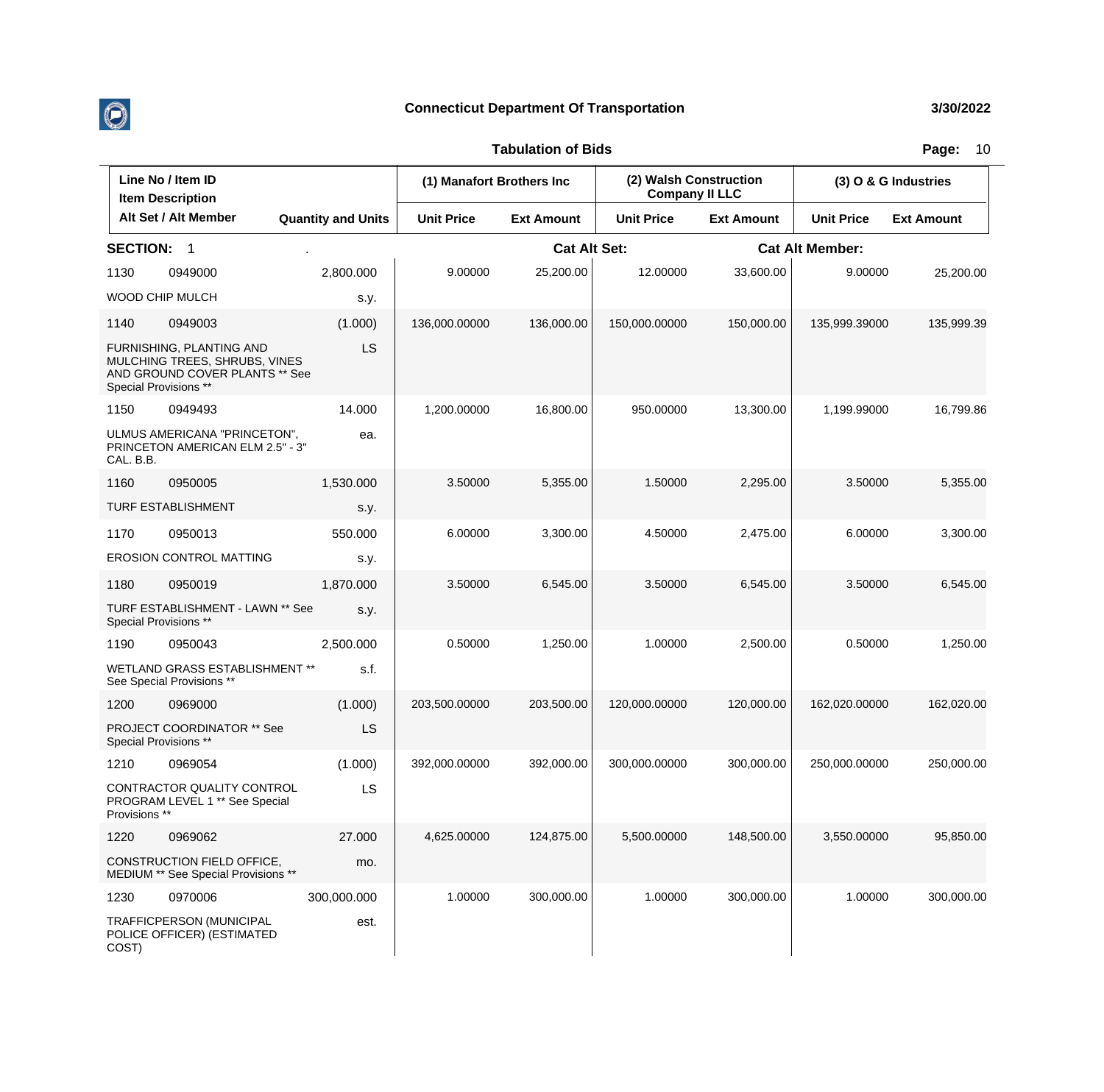# Connecticut Department Of Transportation

3/30/2022

## Tabulation of Bids

| Line No / Item ID<br>Item Description<br>Alt Set / Alt Member | Quantity and Units | (1) Manafort Brothers Inc | | (2) Walsh Construction Company II LLC | | (3) O & G Industries | |
|---|---|---|---|---|---|---|---|
| | | Unit Price | Ext Amount | Unit Price | Ext Amount | Unit Price | Ext Amount |

**SECTION: 1** . **Cat Alt Set:** **Cat Alt Member:**

| Line No / Item ID / Item Description | Quantity and Units | (1) Unit Price | (1) Ext Amount | (2) Unit Price | (2) Ext Amount | (3) Unit Price | (3) Ext Amount |
|---|---|---|---|---|---|---|---|
| 1130 0949000<br>WOOD CHIP MULCH | 2,800.000<br>s.y. | 9.00000 | 25,200.00 | 12.00000 | 33,600.00 | 9.00000 | 25,200.00 |
| 1140 0949003<br>FURNISHING, PLANTING AND MULCHING TREES, SHRUBS, VINES AND GROUND COVER PLANTS ** See Special Provisions ** | (1.000)<br>LS | 136,000.00000 | 136,000.00 | 150,000.00000 | 150,000.00 | 135,999.39000 | 135,999.39 |
| 1150 0949493<br>ULMUS AMERICANA "PRINCETON", PRINCETON AMERICAN ELM 2.5" - 3" CAL. B.B. | 14.000<br>ea. | 1,200.00000 | 16,800.00 | 950.00000 | 13,300.00 | 1,199.99000 | 16,799.86 |
| 1160 0950005<br>TURF ESTABLISHMENT | 1,530.000<br>s.y. | 3.50000 | 5,355.00 | 1.50000 | 2,295.00 | 3.50000 | 5,355.00 |
| 1170 0950013<br>EROSION CONTROL MATTING | 550.000<br>s.y. | 6.00000 | 3,300.00 | 4.50000 | 2,475.00 | 6.00000 | 3,300.00 |
| 1180 0950019<br>TURF ESTABLISHMENT - LAWN ** See Special Provisions ** | 1,870.000<br>s.y. | 3.50000 | 6,545.00 | 3.50000 | 6,545.00 | 3.50000 | 6,545.00 |
| 1190 0950043<br>WETLAND GRASS ESTABLISHMENT ** See Special Provisions ** | 2,500.000<br>s.f. | 0.50000 | 1,250.00 | 1.00000 | 2,500.00 | 0.50000 | 1,250.00 |
| 1200 0969000<br>PROJECT COORDINATOR ** See Special Provisions ** | (1.000)<br>LS | 203,500.00000 | 203,500.00 | 120,000.00000 | 120,000.00 | 162,020.00000 | 162,020.00 |
| 1210 0969054<br>CONTRACTOR QUALITY CONTROL PROGRAM LEVEL 1 ** See Special Provisions ** | (1.000)<br>LS | 392,000.00000 | 392,000.00 | 300,000.00000 | 300,000.00 | 250,000.00000 | 250,000.00 |
| 1220 0969062<br>CONSTRUCTION FIELD OFFICE, MEDIUM ** See Special Provisions ** | 27.000<br>mo. | 4,625.00000 | 124,875.00 | 5,500.00000 | 148,500.00 | 3,550.00000 | 95,850.00 |
| 1230 0970006<br>TRAFFICPERSON (MUNICIPAL POLICE OFFICER) (ESTIMATED COST) | 300,000.000<br>est. | 1.00000 | 300,000.00 | 1.00000 | 300,000.00 | 1.00000 | 300,000.00 |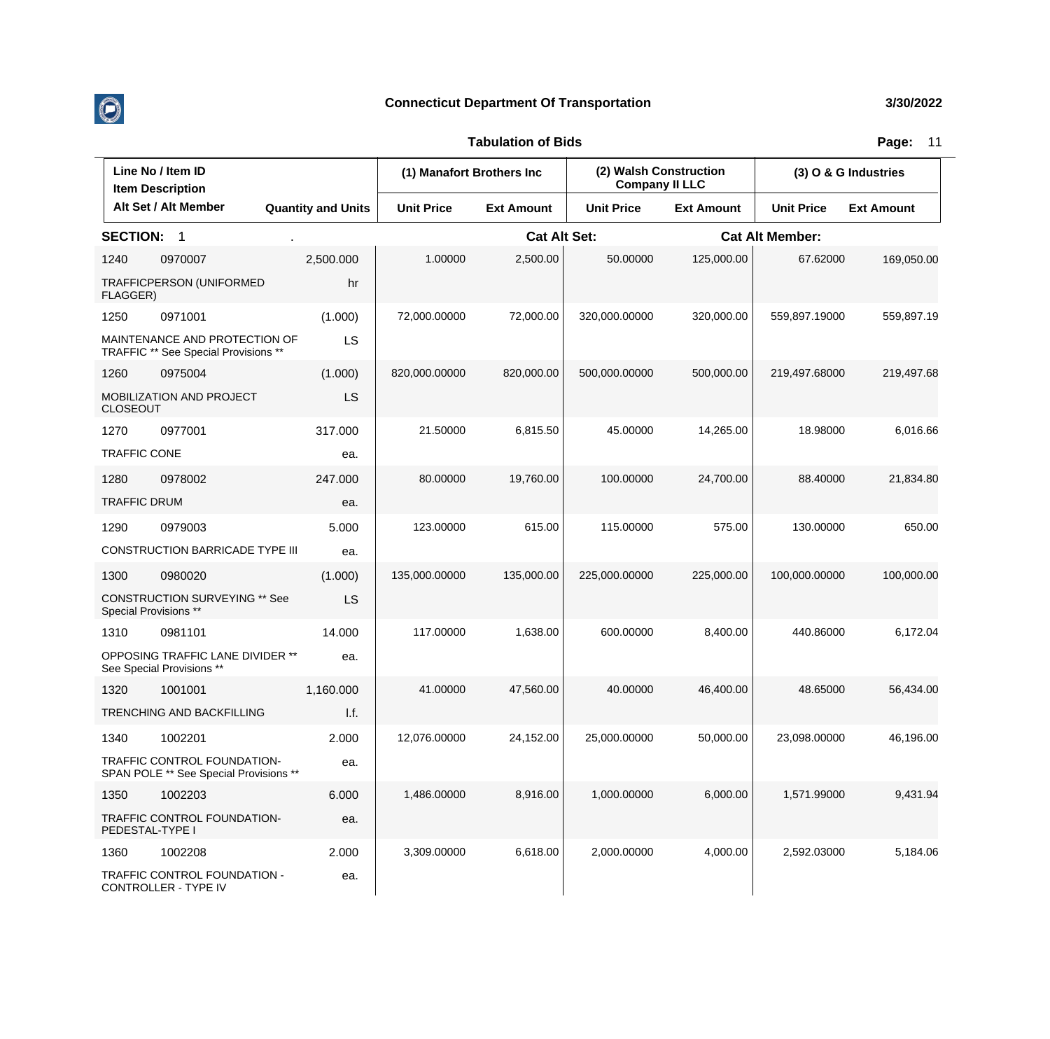# Connecticut Department Of Transportation

3/30/2022

## Tabulation of Bids

| Line No / Item ID<br>Item Description<br>Alt Set / Alt Member | | Quantity and Units | (1) Manafort Brothers Inc | | (2) Walsh Construction Company II LLC | | (3) O & G Industries | |
|---|---|---|---|---|---|---|---|---|
| | | | Unit Price | Ext Amount | Unit Price | Ext Amount | Unit Price | Ext Amount |
| **SECTION: 1** | . | | | **Cat Alt Set:** | | | **Cat Alt Member:** | |
| 1240 | 0970007 | 2,500.000 | 1.00000 | 2,500.00 | 50.00000 | 125,000.00 | 67.62000 | 169,050.00 |
| TRAFFICPERSON (UNIFORMED FLAGGER) | | hr | | | | | | |
| 1250 | 0971001 | (1.000) | 72,000.00000 | 72,000.00 | 320,000.00000 | 320,000.00 | 559,897.19000 | 559,897.19 |
| MAINTENANCE AND PROTECTION OF TRAFFIC ** See Special Provisions ** | | LS | | | | | | |
| 1260 | 0975004 | (1.000) | 820,000.00000 | 820,000.00 | 500,000.00000 | 500,000.00 | 219,497.68000 | 219,497.68 |
| MOBILIZATION AND PROJECT CLOSEOUT | | LS | | | | | | |
| 1270 | 0977001 | 317.000 | 21.50000 | 6,815.50 | 45.00000 | 14,265.00 | 18.98000 | 6,016.66 |
| TRAFFIC CONE | | ea. | | | | | | |
| 1280 | 0978002 | 247.000 | 80.00000 | 19,760.00 | 100.00000 | 24,700.00 | 88.40000 | 21,834.80 |
| TRAFFIC DRUM | | ea. | | | | | | |
| 1290 | 0979003 | 5.000 | 123.00000 | 615.00 | 115.00000 | 575.00 | 130.00000 | 650.00 |
| CONSTRUCTION BARRICADE TYPE III | | ea. | | | | | | |
| 1300 | 0980020 | (1.000) | 135,000.00000 | 135,000.00 | 225,000.00000 | 225,000.00 | 100,000.00000 | 100,000.00 |
| CONSTRUCTION SURVEYING ** See Special Provisions ** | | LS | | | | | | |
| 1310 | 0981101 | 14.000 | 117.00000 | 1,638.00 | 600.00000 | 8,400.00 | 440.86000 | 6,172.04 |
| OPPOSING TRAFFIC LANE DIVIDER ** See Special Provisions ** | | ea. | | | | | | |
| 1320 | 1001001 | 1,160.000 | 41.00000 | 47,560.00 | 40.00000 | 46,400.00 | 48.65000 | 56,434.00 |
| TRENCHING AND BACKFILLING | | l.f. | | | | | | |
| 1340 | 1002201 | 2.000 | 12,076.00000 | 24,152.00 | 25,000.00000 | 50,000.00 | 23,098.00000 | 46,196.00 |
| TRAFFIC CONTROL FOUNDATION-SPAN POLE ** See Special Provisions ** | | ea. | | | | | | |
| 1350 | 1002203 | 6.000 | 1,486.00000 | 8,916.00 | 1,000.00000 | 6,000.00 | 1,571.99000 | 9,431.94 |
| TRAFFIC CONTROL FOUNDATION-PEDESTAL-TYPE I | | ea. | | | | | | |
| 1360 | 1002208 | 2.000 | 3,309.00000 | 6,618.00 | 2,000.00000 | 4,000.00 | 2,592.03000 | 5,184.06 |
| TRAFFIC CONTROL FOUNDATION - CONTROLLER - TYPE IV | | ea. | | | | | | |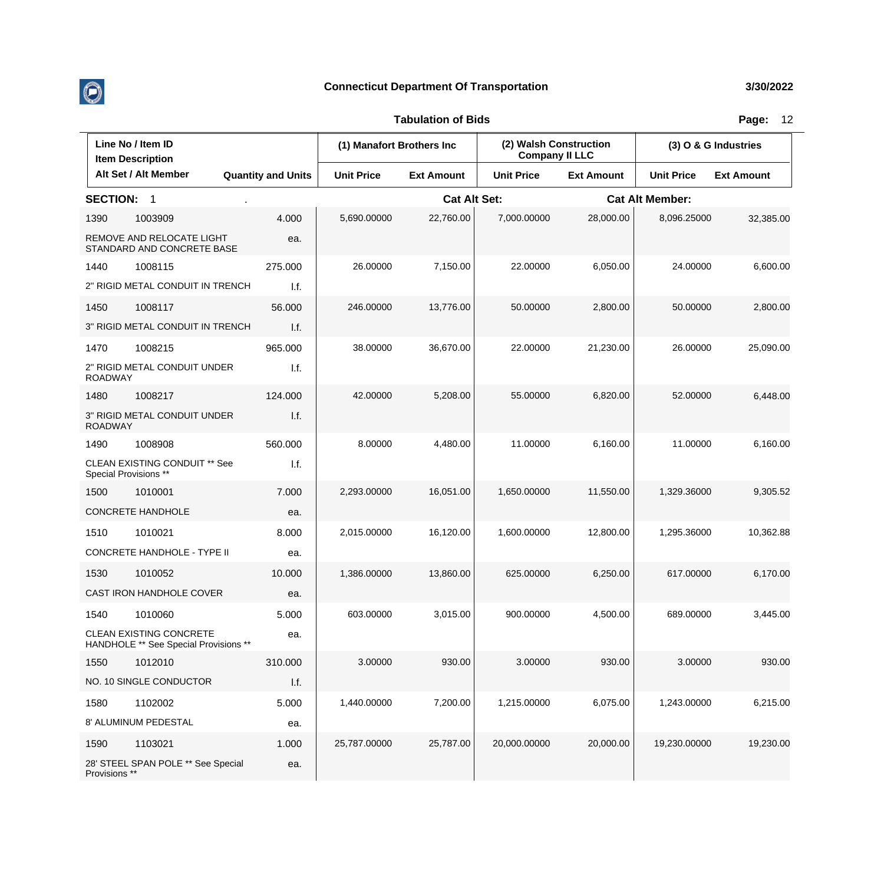## Connecticut Department Of Transportation

3/30/2022

### Tabulation of Bids

| Line No / Item ID | | | (1) Manafort Brothers Inc | | (2) Walsh Construction Company II LLC | | (3) O & G Industries | |
|---|---|---|---|---|---|---|---|---|
| Item Description | | | | | | | | |
| Alt Set / Alt Member | | Quantity and Units | Unit Price | Ext Amount | Unit Price | Ext Amount | Unit Price | Ext Amount |
| **SECTION: 1** | . | | | **Cat Alt Set:** | | **Cat Alt Member:** | | |
| 1390 | 1003909 | 4.000 | 5,690.00000 | 22,760.00 | 7,000.00000 | 28,000.00 | 8,096.25000 | 32,385.00 |
| REMOVE AND RELOCATE LIGHT STANDARD AND CONCRETE BASE | | ea. | | | | | | |
| 1440 | 1008115 | 275.000 | 26.00000 | 7,150.00 | 22.00000 | 6,050.00 | 24.00000 | 6,600.00 |
| 2" RIGID METAL CONDUIT IN TRENCH | | l.f. | | | | | | |
| 1450 | 1008117 | 56.000 | 246.00000 | 13,776.00 | 50.00000 | 2,800.00 | 50.00000 | 2,800.00 |
| 3" RIGID METAL CONDUIT IN TRENCH | | l.f. | | | | | | |
| 1470 | 1008215 | 965.000 | 38.00000 | 36,670.00 | 22.00000 | 21,230.00 | 26.00000 | 25,090.00 |
| 2" RIGID METAL CONDUIT UNDER ROADWAY | | l.f. | | | | | | |
| 1480 | 1008217 | 124.000 | 42.00000 | 5,208.00 | 55.00000 | 6,820.00 | 52.00000 | 6,448.00 |
| 3" RIGID METAL CONDUIT UNDER ROADWAY | | l.f. | | | | | | |
| 1490 | 1008908 | 560.000 | 8.00000 | 4,480.00 | 11.00000 | 6,160.00 | 11.00000 | 6,160.00 |
| CLEAN EXISTING CONDUIT ** See Special Provisions ** | | l.f. | | | | | | |
| 1500 | 1010001 | 7.000 | 2,293.00000 | 16,051.00 | 1,650.00000 | 11,550.00 | 1,329.36000 | 9,305.52 |
| CONCRETE HANDHOLE | | ea. | | | | | | |
| 1510 | 1010021 | 8.000 | 2,015.00000 | 16,120.00 | 1,600.00000 | 12,800.00 | 1,295.36000 | 10,362.88 |
| CONCRETE HANDHOLE - TYPE II | | ea. | | | | | | |
| 1530 | 1010052 | 10.000 | 1,386.00000 | 13,860.00 | 625.00000 | 6,250.00 | 617.00000 | 6,170.00 |
| CAST IRON HANDHOLE COVER | | ea. | | | | | | |
| 1540 | 1010060 | 5.000 | 603.00000 | 3,015.00 | 900.00000 | 4,500.00 | 689.00000 | 3,445.00 |
| CLEAN EXISTING CONCRETE HANDHOLE ** See Special Provisions ** | | ea. | | | | | | |
| 1550 | 1012010 | 310.000 | 3.00000 | 930.00 | 3.00000 | 930.00 | 3.00000 | 930.00 |
| NO. 10 SINGLE CONDUCTOR | | l.f. | | | | | | |
| 1580 | 1102002 | 5.000 | 1,440.00000 | 7,200.00 | 1,215.00000 | 6,075.00 | 1,243.00000 | 6,215.00 |
| 8' ALUMINUM PEDESTAL | | ea. | | | | | | |
| 1590 | 1103021 | 1.000 | 25,787.00000 | 25,787.00 | 20,000.00000 | 20,000.00 | 19,230.00000 | 19,230.00 |
| 28' STEEL SPAN POLE ** See Special Provisions ** | | ea. | | | | | | |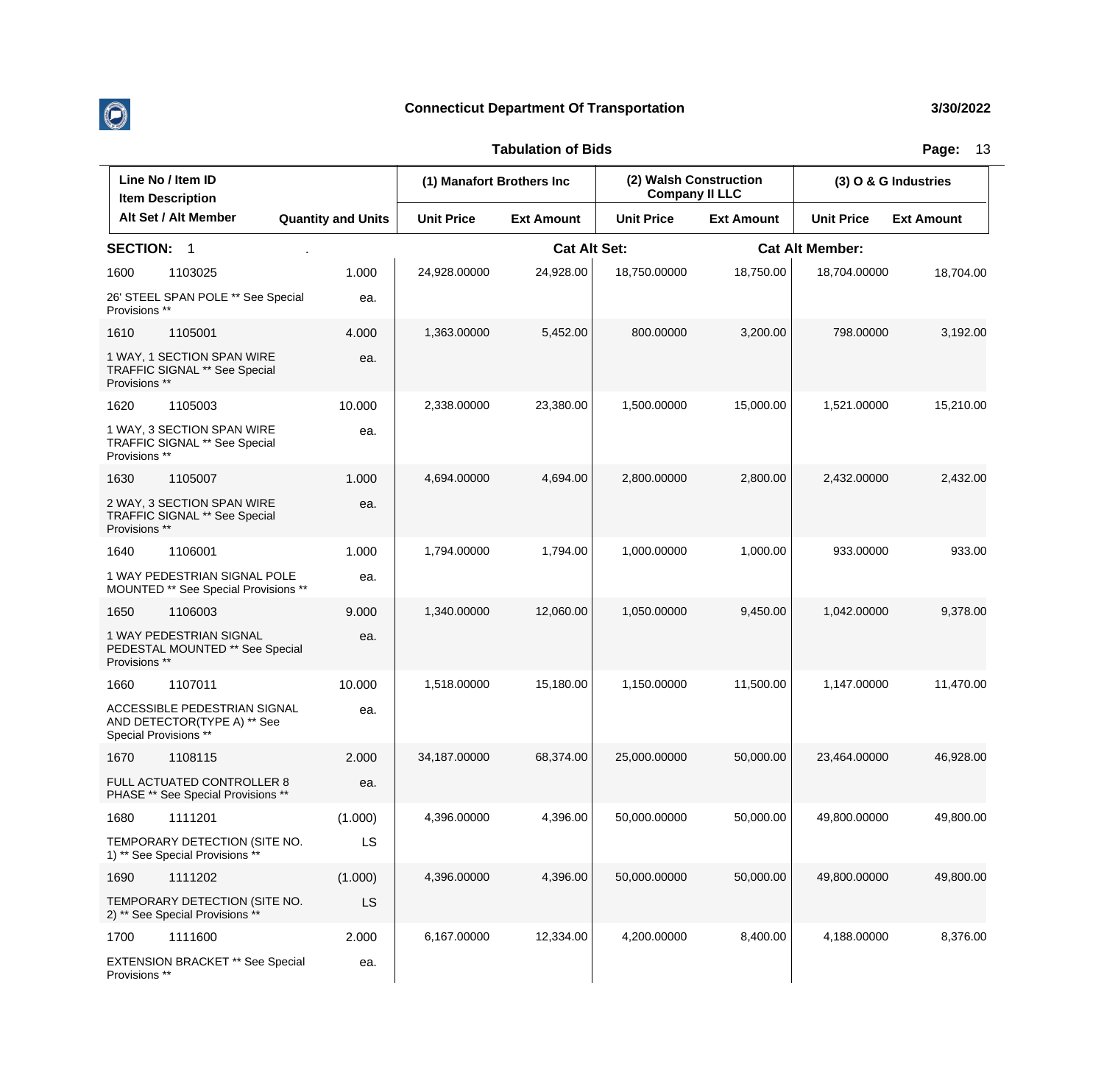## Connecticut Department Of Transportation

3/30/2022

### Tabulation of Bids

| Line No / Item ID<br>Item Description<br>Alt Set / Alt Member | Quantity and Units | (1) Manafort Brothers Inc<br>Unit Price | (1) Manafort Brothers Inc<br>Ext Amount | (2) Walsh Construction Company II LLC<br>Unit Price | (2) Walsh Construction Company II LLC<br>Ext Amount | (3) O & G Industries<br>Unit Price | (3) O & G Industries<br>Ext Amount |
|---|---|---|---|---|---|---|---|
| **SECTION: 1** . | | | **Cat Alt Set:** | | **Cat Alt Member:** | | |
| 1600 1103025<br>26' STEEL SPAN POLE ** See Special Provisions ** | 1.000<br>ea. | 24,928.00000 | 24,928.00 | 18,750.00000 | 18,750.00 | 18,704.00000 | 18,704.00 |
| 1610 1105001<br>1 WAY, 1 SECTION SPAN WIRE TRAFFIC SIGNAL ** See Special Provisions ** | 4.000<br>ea. | 1,363.00000 | 5,452.00 | 800.00000 | 3,200.00 | 798.00000 | 3,192.00 |
| 1620 1105003<br>1 WAY, 3 SECTION SPAN WIRE TRAFFIC SIGNAL ** See Special Provisions ** | 10.000<br>ea. | 2,338.00000 | 23,380.00 | 1,500.00000 | 15,000.00 | 1,521.00000 | 15,210.00 |
| 1630 1105007<br>2 WAY, 3 SECTION SPAN WIRE TRAFFIC SIGNAL ** See Special Provisions ** | 1.000<br>ea. | 4,694.00000 | 4,694.00 | 2,800.00000 | 2,800.00 | 2,432.00000 | 2,432.00 |
| 1640 1106001<br>1 WAY PEDESTRIAN SIGNAL POLE MOUNTED ** See Special Provisions ** | 1.000<br>ea. | 1,794.00000 | 1,794.00 | 1,000.00000 | 1,000.00 | 933.00000 | 933.00 |
| 1650 1106003<br>1 WAY PEDESTRIAN SIGNAL PEDESTAL MOUNTED ** See Special Provisions ** | 9.000<br>ea. | 1,340.00000 | 12,060.00 | 1,050.00000 | 9,450.00 | 1,042.00000 | 9,378.00 |
| 1660 1107011<br>ACCESSIBLE PEDESTRIAN SIGNAL AND DETECTOR(TYPE A) ** See Special Provisions ** | 10.000<br>ea. | 1,518.00000 | 15,180.00 | 1,150.00000 | 11,500.00 | 1,147.00000 | 11,470.00 |
| 1670 1108115<br>FULL ACTUATED CONTROLLER 8 PHASE ** See Special Provisions ** | 2.000<br>ea. | 34,187.00000 | 68,374.00 | 25,000.00000 | 50,000.00 | 23,464.00000 | 46,928.00 |
| 1680 1111201<br>TEMPORARY DETECTION (SITE NO. 1) ** See Special Provisions ** | (1.000)<br>LS | 4,396.00000 | 4,396.00 | 50,000.00000 | 50,000.00 | 49,800.00000 | 49,800.00 |
| 1690 1111202<br>TEMPORARY DETECTION (SITE NO. 2) ** See Special Provisions ** | (1.000)<br>LS | 4,396.00000 | 4,396.00 | 50,000.00000 | 50,000.00 | 49,800.00000 | 49,800.00 |
| 1700 1111600<br>EXTENSION BRACKET ** See Special Provisions ** | 2.000<br>ea. | 6,167.00000 | 12,334.00 | 4,200.00000 | 8,400.00 | 4,188.00000 | 8,376.00 |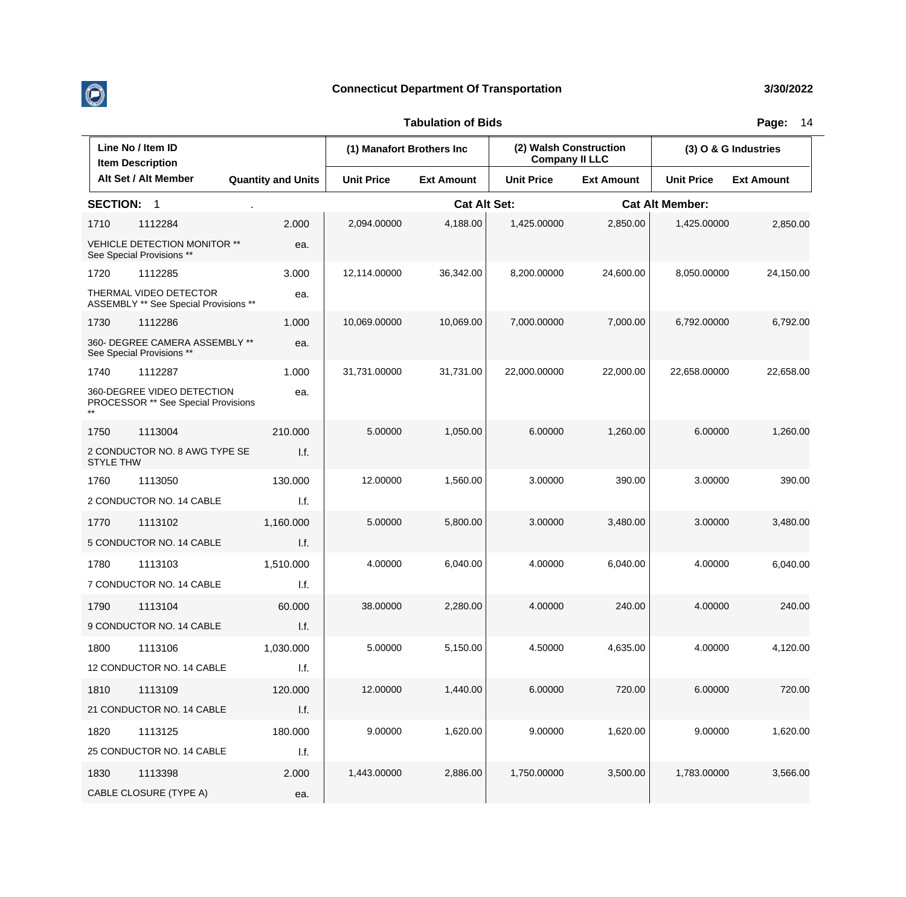## Connecticut Department Of Transportation

3/30/2022

### Tabulation of Bids

| Line No / Item ID<br>Item Description<br>Alt Set / Alt Member | Quantity and Units | (1) Manafort Brothers Inc<br>Unit Price | <br>Ext Amount | (2) Walsh Construction Company II LLC<br>Unit Price | <br>Ext Amount | (3) O & G Industries<br>Unit Price | <br>Ext Amount |
|---|---|---|---|---|---|---|---|
| **SECTION: 1** . | | | Cat Alt Set: | | Cat Alt Member: | | |
| 1710 1112284<br>VEHICLE DETECTION MONITOR ** See Special Provisions ** | 2.000<br>ea. | 2,094.00000 | 4,188.00 | 1,425.00000 | 2,850.00 | 1,425.00000 | 2,850.00 |
| 1720 1112285<br>THERMAL VIDEO DETECTOR ASSEMBLY ** See Special Provisions ** | 3.000<br>ea. | 12,114.00000 | 36,342.00 | 8,200.00000 | 24,600.00 | 8,050.00000 | 24,150.00 |
| 1730 1112286<br>360- DEGREE CAMERA ASSEMBLY ** See Special Provisions ** | 1.000<br>ea. | 10,069.00000 | 10,069.00 | 7,000.00000 | 7,000.00 | 6,792.00000 | 6,792.00 |
| 1740 1112287<br>360-DEGREE VIDEO DETECTION PROCESSOR ** See Special Provisions ** | 1.000<br>ea. | 31,731.00000 | 31,731.00 | 22,000.00000 | 22,000.00 | 22,658.00000 | 22,658.00 |
| 1750 1113004<br>2 CONDUCTOR NO. 8 AWG TYPE SE STYLE THW | 210.000<br>l.f. | 5.00000 | 1,050.00 | 6.00000 | 1,260.00 | 6.00000 | 1,260.00 |
| 1760 1113050<br>2 CONDUCTOR NO. 14 CABLE | 130.000<br>l.f. | 12.00000 | 1,560.00 | 3.00000 | 390.00 | 3.00000 | 390.00 |
| 1770 1113102<br>5 CONDUCTOR NO. 14 CABLE | 1,160.000<br>l.f. | 5.00000 | 5,800.00 | 3.00000 | 3,480.00 | 3.00000 | 3,480.00 |
| 1780 1113103<br>7 CONDUCTOR NO. 14 CABLE | 1,510.000<br>l.f. | 4.00000 | 6,040.00 | 4.00000 | 6,040.00 | 4.00000 | 6,040.00 |
| 1790 1113104<br>9 CONDUCTOR NO. 14 CABLE | 60.000<br>l.f. | 38.00000 | 2,280.00 | 4.00000 | 240.00 | 4.00000 | 240.00 |
| 1800 1113106<br>12 CONDUCTOR NO. 14 CABLE | 1,030.000<br>l.f. | 5.00000 | 5,150.00 | 4.50000 | 4,635.00 | 4.00000 | 4,120.00 |
| 1810 1113109<br>21 CONDUCTOR NO. 14 CABLE | 120.000<br>l.f. | 12.00000 | 1,440.00 | 6.00000 | 720.00 | 6.00000 | 720.00 |
| 1820 1113125<br>25 CONDUCTOR NO. 14 CABLE | 180.000<br>l.f. | 9.00000 | 1,620.00 | 9.00000 | 1,620.00 | 9.00000 | 1,620.00 |
| 1830 1113398<br>CABLE CLOSURE (TYPE A) | 2.000<br>ea. | 1,443.00000 | 2,886.00 | 1,750.00000 | 3,500.00 | 1,783.00000 | 3,566.00 |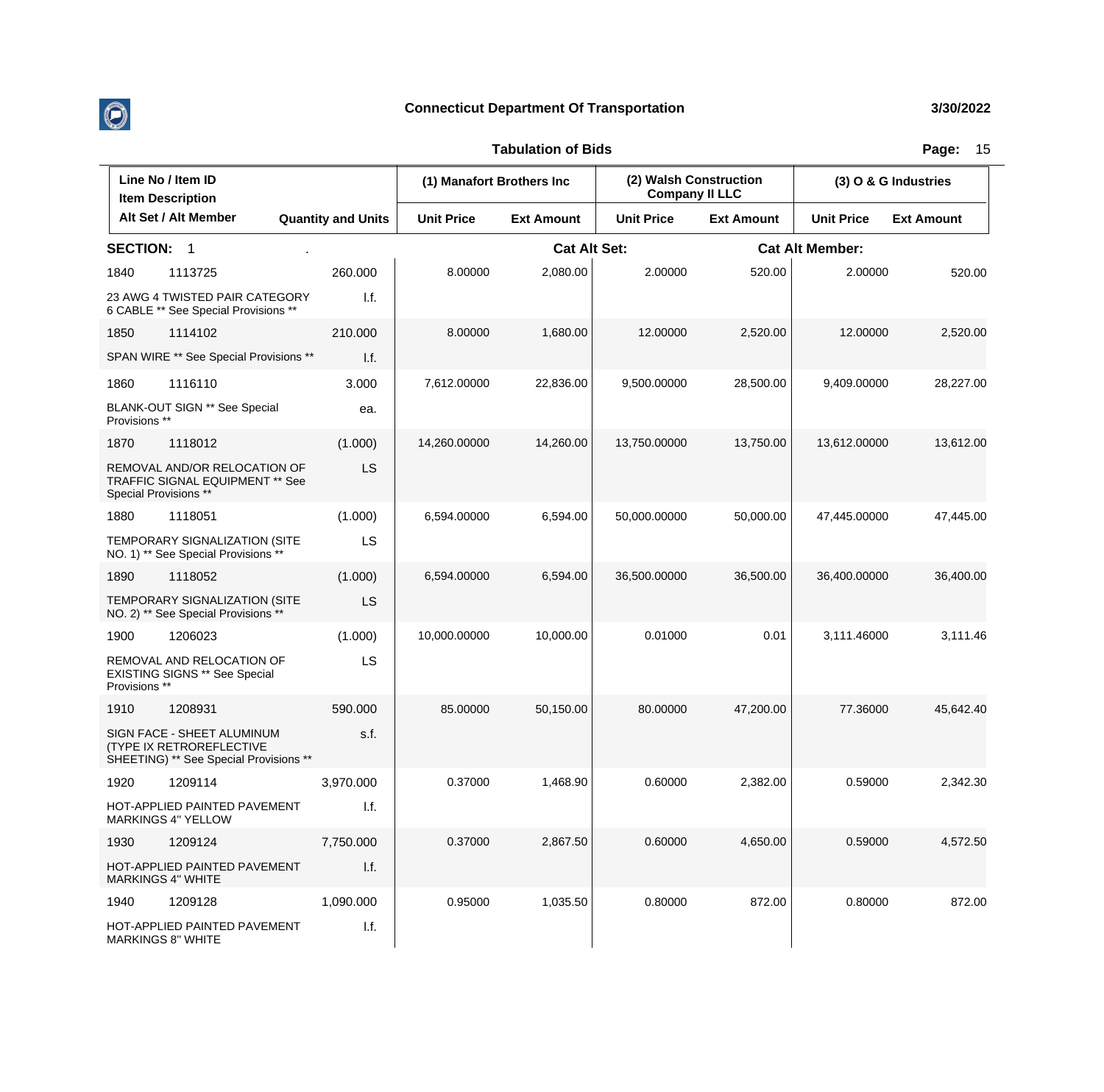## Connecticut Department Of Transportation

3/30/2022

### Tabulation of Bids

| Line No / Item ID | Item Description / Alt Set / Alt Member | Quantity and Units | (1) Manafort Brothers Inc Unit Price | (1) Manafort Brothers Inc Ext Amount | (2) Walsh Construction Company II LLC Unit Price | (2) Walsh Construction Company II LLC Ext Amount | (3) O & G Industries Unit Price | (3) O & G Industries Ext Amount |
|---|---|---|---|---|---|---|---|---|
| **SECTION: 1** | . | | | **Cat Alt Set:** | | **Cat Alt Member:** | | |
| 1840 1113725 | 23 AWG 4 TWISTED PAIR CATEGORY 6 CABLE ** See Special Provisions ** | 260.000 l.f. | 8.00000 | 2,080.00 | 2.00000 | 520.00 | 2.00000 | 520.00 |
| 1850 1114102 | SPAN WIRE ** See Special Provisions ** | 210.000 l.f. | 8.00000 | 1,680.00 | 12.00000 | 2,520.00 | 12.00000 | 2,520.00 |
| 1860 1116110 | BLANK-OUT SIGN ** See Special Provisions ** | 3.000 ea. | 7,612.00000 | 22,836.00 | 9,500.00000 | 28,500.00 | 9,409.00000 | 28,227.00 |
| 1870 1118012 | REMOVAL AND/OR RELOCATION OF TRAFFIC SIGNAL EQUIPMENT ** See Special Provisions ** | (1.000) LS | 14,260.00000 | 14,260.00 | 13,750.00000 | 13,750.00 | 13,612.00000 | 13,612.00 |
| 1880 1118051 | TEMPORARY SIGNALIZATION (SITE NO. 1) ** See Special Provisions ** | (1.000) LS | 6,594.00000 | 6,594.00 | 50,000.00000 | 50,000.00 | 47,445.00000 | 47,445.00 |
| 1890 1118052 | TEMPORARY SIGNALIZATION (SITE NO. 2) ** See Special Provisions ** | (1.000) LS | 6,594.00000 | 6,594.00 | 36,500.00000 | 36,500.00 | 36,400.00000 | 36,400.00 |
| 1900 1206023 | REMOVAL AND RELOCATION OF EXISTING SIGNS ** See Special Provisions ** | (1.000) LS | 10,000.00000 | 10,000.00 | 0.01000 | 0.01 | 3,111.46000 | 3,111.46 |
| 1910 1208931 | SIGN FACE - SHEET ALUMINUM (TYPE IX RETROREFLECTIVE SHEETING) ** See Special Provisions ** | 590.000 s.f. | 85.00000 | 50,150.00 | 80.00000 | 47,200.00 | 77.36000 | 45,642.40 |
| 1920 1209114 | HOT-APPLIED PAINTED PAVEMENT MARKINGS 4" YELLOW | 3,970.000 l.f. | 0.37000 | 1,468.90 | 0.60000 | 2,382.00 | 0.59000 | 2,342.30 |
| 1930 1209124 | HOT-APPLIED PAINTED PAVEMENT MARKINGS 4" WHITE | 7,750.000 l.f. | 0.37000 | 2,867.50 | 0.60000 | 4,650.00 | 0.59000 | 4,572.50 |
| 1940 1209128 | HOT-APPLIED PAINTED PAVEMENT MARKINGS 8" WHITE | 1,090.000 l.f. | 0.95000 | 1,035.50 | 0.80000 | 872.00 | 0.80000 | 872.00 |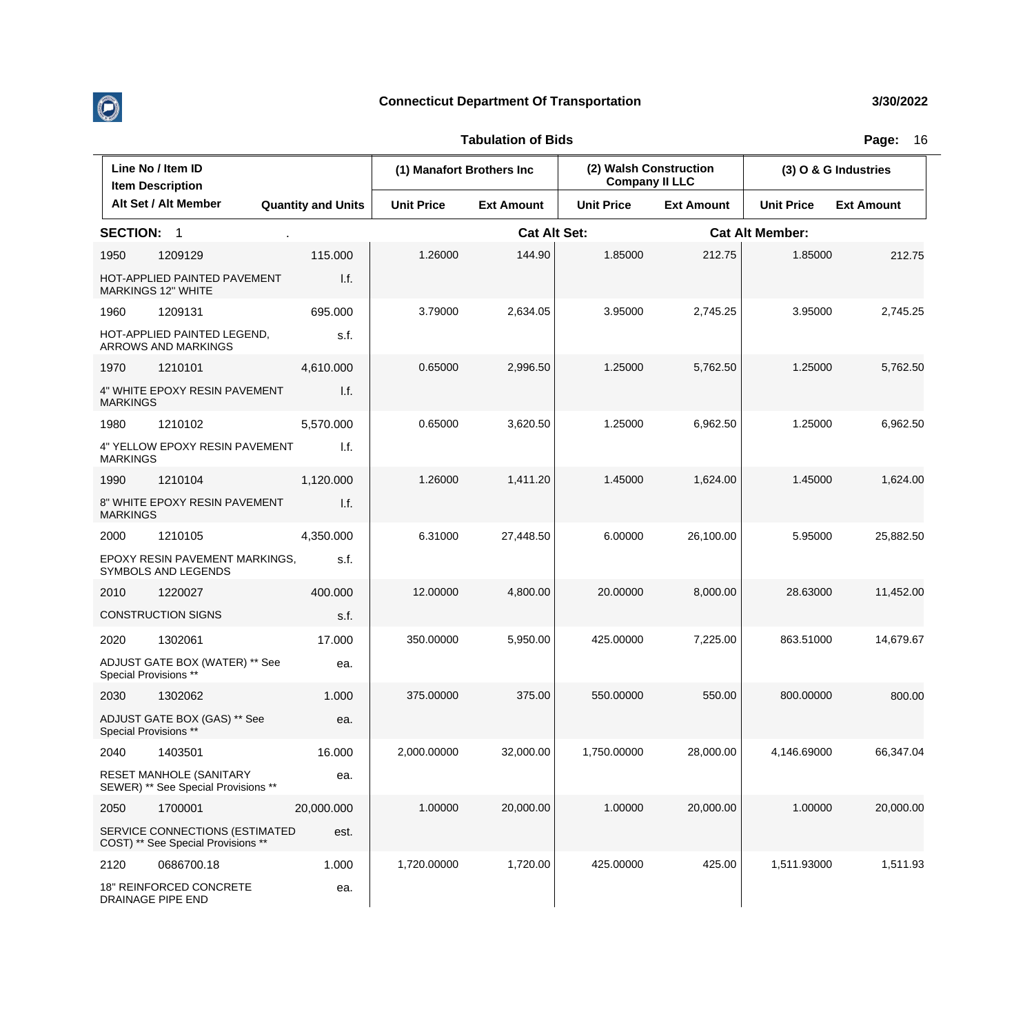# Connecticut Department Of Transportation

3/30/2022

## Tabulation of Bids

| Line No / Item ID | Item Description | Quantity and Units | (1) Manafort Brothers Inc Unit Price | (1) Manafort Brothers Inc Ext Amount | (2) Walsh Construction Company II LLC Unit Price | (2) Walsh Construction Company II LLC Ext Amount | (3) O & G Industries Unit Price | (3) O & G Industries Ext Amount |
|---|---|---|---|---|---|---|---|---|
| **SECTION: 1** | | | | | | | | |
| 1950 1209129 | HOT-APPLIED PAINTED PAVEMENT MARKINGS 12" WHITE | 115.000 l.f. | 1.26000 | 144.90 | 1.85000 | 212.75 | 1.85000 | 212.75 |
| 1960 1209131 | HOT-APPLIED PAINTED LEGEND, ARROWS AND MARKINGS | 695.000 s.f. | 3.79000 | 2,634.05 | 3.95000 | 2,745.25 | 3.95000 | 2,745.25 |
| 1970 1210101 | 4" WHITE EPOXY RESIN PAVEMENT MARKINGS | 4,610.000 l.f. | 0.65000 | 2,996.50 | 1.25000 | 5,762.50 | 1.25000 | 5,762.50 |
| 1980 1210102 | 4" YELLOW EPOXY RESIN PAVEMENT MARKINGS | 5,570.000 l.f. | 0.65000 | 3,620.50 | 1.25000 | 6,962.50 | 1.25000 | 6,962.50 |
| 1990 1210104 | 8" WHITE EPOXY RESIN PAVEMENT MARKINGS | 1,120.000 l.f. | 1.26000 | 1,411.20 | 1.45000 | 1,624.00 | 1.45000 | 1,624.00 |
| 2000 1210105 | EPOXY RESIN PAVEMENT MARKINGS, SYMBOLS AND LEGENDS | 4,350.000 s.f. | 6.31000 | 27,448.50 | 6.00000 | 26,100.00 | 5.95000 | 25,882.50 |
| 2010 1220027 | CONSTRUCTION SIGNS | 400.000 s.f. | 12.00000 | 4,800.00 | 20.00000 | 8,000.00 | 28.63000 | 11,452.00 |
| 2020 1302061 | ADJUST GATE BOX (WATER) ** See Special Provisions ** | 17.000 ea. | 350.00000 | 5,950.00 | 425.00000 | 7,225.00 | 863.51000 | 14,679.67 |
| 2030 1302062 | ADJUST GATE BOX (GAS) ** See Special Provisions ** | 1.000 ea. | 375.00000 | 375.00 | 550.00000 | 550.00 | 800.00000 | 800.00 |
| 2040 1403501 | RESET MANHOLE (SANITARY SEWER) ** See Special Provisions ** | 16.000 ea. | 2,000.00000 | 32,000.00 | 1,750.00000 | 28,000.00 | 4,146.69000 | 66,347.04 |
| 2050 1700001 | SERVICE CONNECTIONS (ESTIMATED COST) ** See Special Provisions ** | 20,000.000 est. | 1.00000 | 20,000.00 | 1.00000 | 20,000.00 | 1.00000 | 20,000.00 |
| 2120 0686700.18 | 18" REINFORCED CONCRETE DRAINAGE PIPE END | 1.000 ea. | 1,720.00000 | 1,720.00 | 425.00000 | 425.00 | 1,511.93000 | 1,511.93 |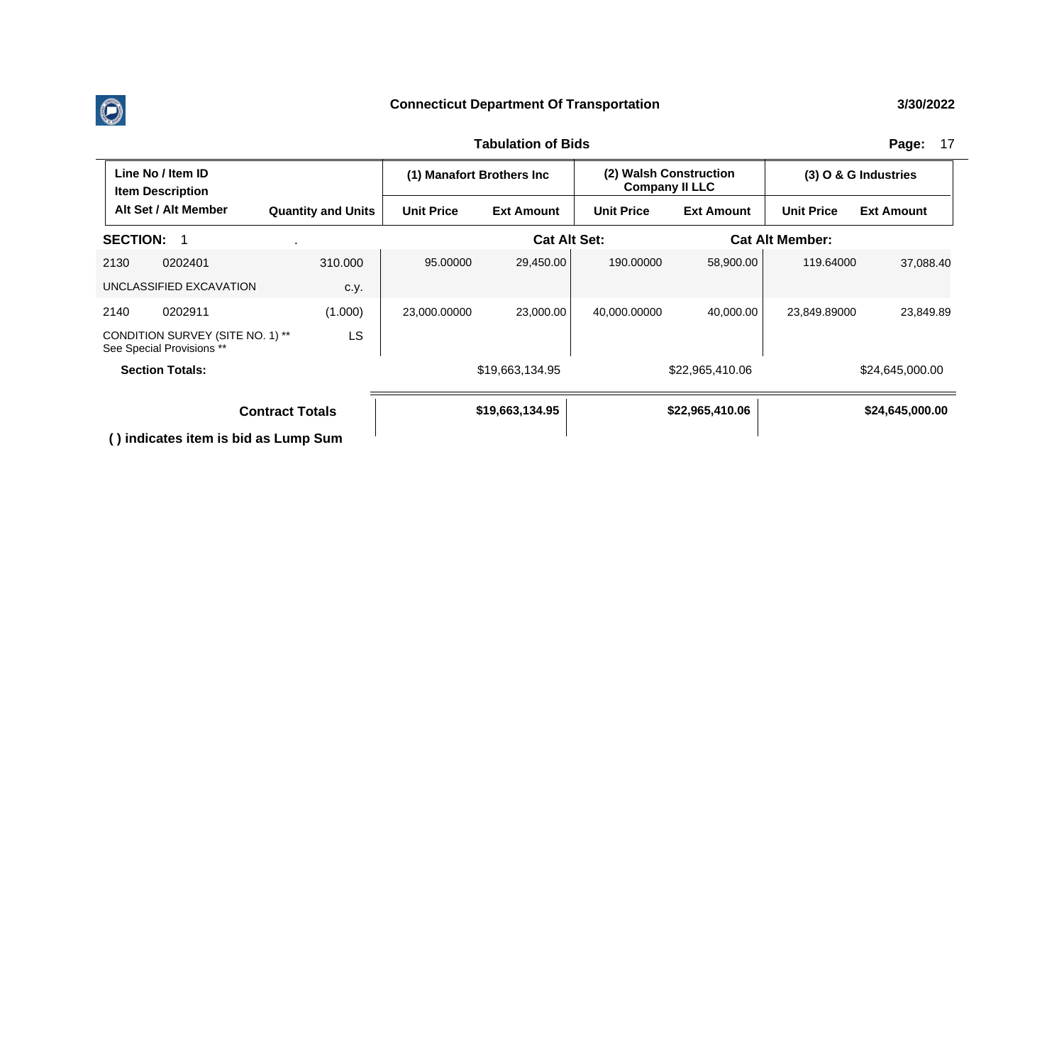Connecticut Department Of Transportation

Tabulation of Bids

| Line No / Item ID | | Quantity and Units | (1) Manafort Brothers Inc | | (2) Walsh Construction Company II LLC | | (3) O & G Industries | |
|---|---|---|---|---|---|---|---|---|
| Item Description / Alt Set / Alt Member | | | Unit Price | Ext Amount | Unit Price | Ext Amount | Unit Price | Ext Amount |
| **SECTION: 1** | . | | | | **Cat Alt Set:** | | **Cat Alt Member:** | |
| 2130 | 0202401 | 310.000 | 95.00000 | 29,450.00 | 190.00000 | 58,900.00 | 119.64000 | 37,088.40 |
| UNCLASSIFIED EXCAVATION | | c.y. | | | | | | |
| 2140 | 0202911 | (1.000) | 23,000.00000 | 23,000.00 | 40,000.00000 | 40,000.00 | 23,849.89000 | 23,849.89 |
| CONDITION SURVEY (SITE NO. 1) ** See Special Provisions ** | | LS | | | | | | |
| **Section Totals:** | | | | $19,663,134.95 | | $22,965,410.06 | | $24,645,000.00 |
| **Contract Totals** | | | | **$19,663,134.95** | | **$22,965,410.06** | | **$24,645,000.00** |

**( ) indicates item is bid as Lump Sum**